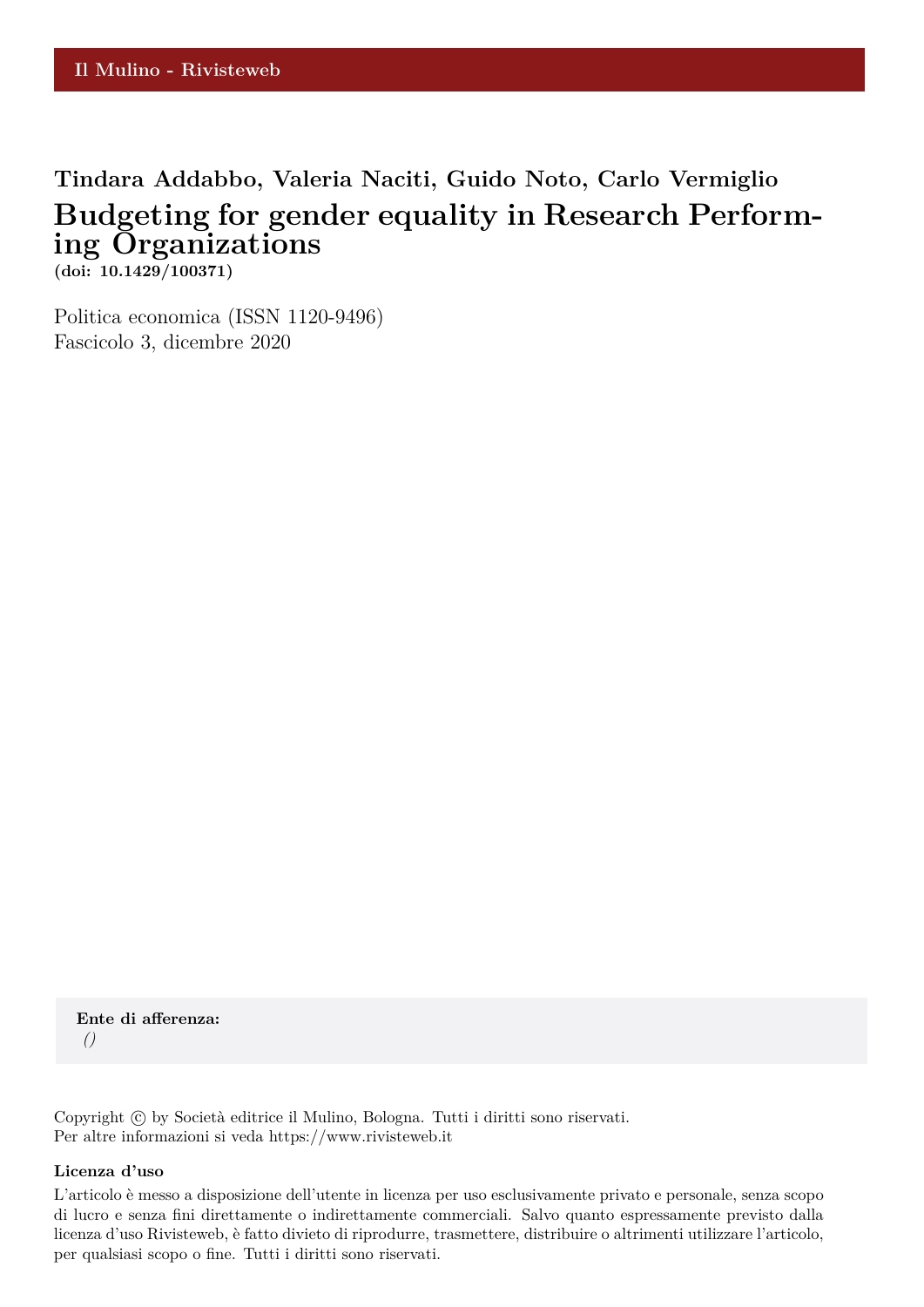Il Mulino - Rivisteweb

**Tindara Addabbo, Valeria Naciti, Guido Noto, Carlo Vermiglio**

# Budgeting for gender equality in Research Performing Organizations

**(doi: 10.1429/100371)**

Politica economica (ISSN 1120-9496)
Fascicolo 3, dicembre 2020

**Ente di afferenza:**
*()*

Copyright © by Società editrice il Mulino, Bologna. Tutti i diritti sono riservati.
Per altre informazioni si veda https://www.rivisteweb.it

**Licenza d'uso**

L'articolo è messo a disposizione dell'utente in licenza per uso esclusivamente privato e personale, senza scopo di lucro e senza fini direttamente o indirettamente commerciali. Salvo quanto espressamente previsto dalla licenza d'uso Rivisteweb, è fatto divieto di riprodurre, trasmettere, distribuire o altrimenti utilizzare l'articolo, per qualsiasi scopo o fine. Tutti i diritti sono riservati.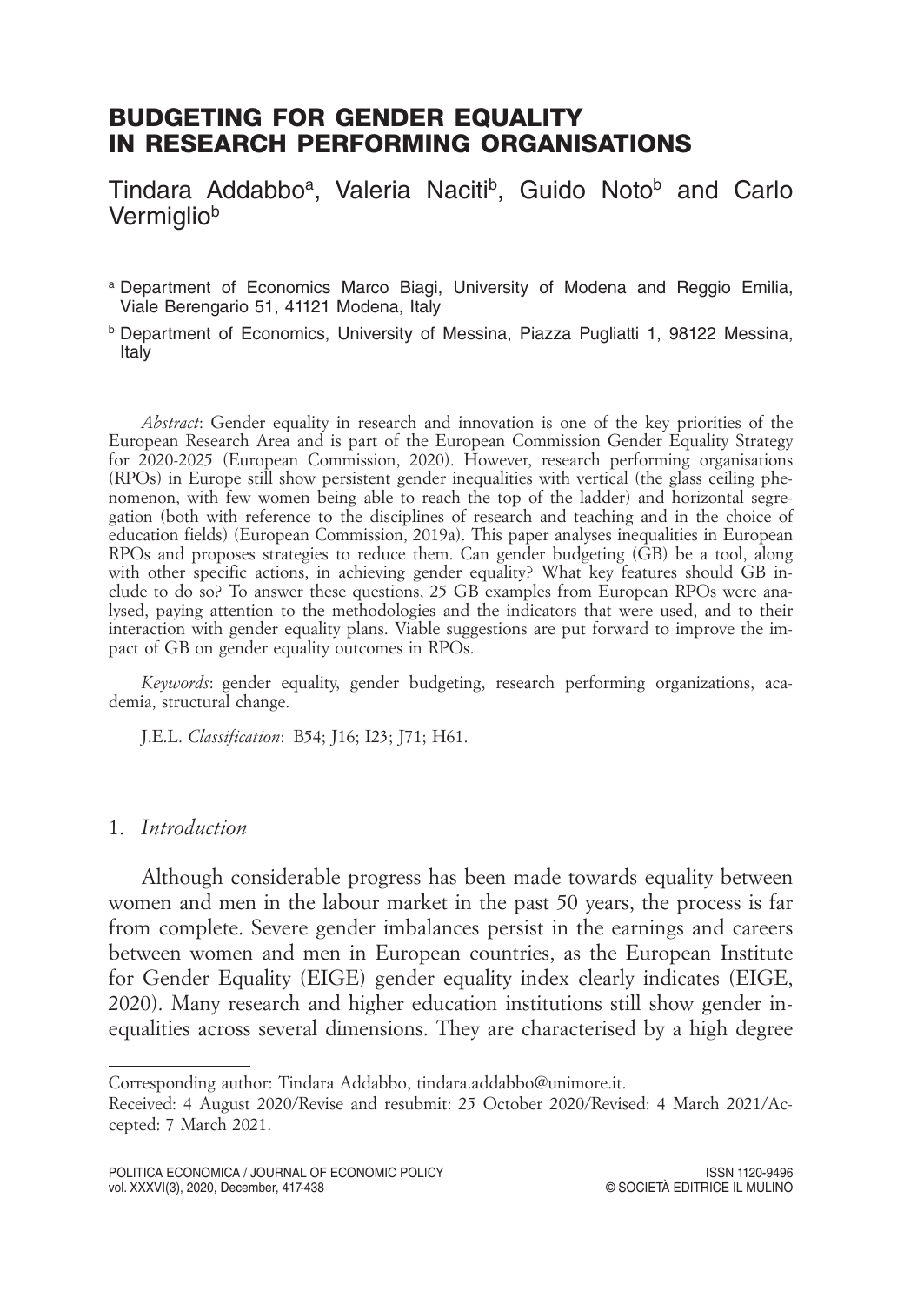# BUDGETING FOR GENDER EQUALITY IN RESEARCH PERFORMING ORGANISATIONS

Tindara Addabbo[a], Valeria Naciti[b], Guido Noto[b] and Carlo Vermiglio[b]

[a] Department of Economics Marco Biagi, University of Modena and Reggio Emilia, Viale Berengario 51, 41121 Modena, Italy

[b] Department of Economics, University of Messina, Piazza Pugliatti 1, 98122 Messina, Italy

*Abstract*: Gender equality in research and innovation is one of the key priorities of the European Research Area and is part of the European Commission Gender Equality Strategy for 2020-2025 (European Commission, 2020). However, research performing organisations (RPOs) in Europe still show persistent gender inequalities with vertical (the glass ceiling phenomenon, with few women being able to reach the top of the ladder) and horizontal segregation (both with reference to the disciplines of research and teaching and in the choice of education fields) (European Commission, 2019a). This paper analyses inequalities in European RPOs and proposes strategies to reduce them. Can gender budgeting (GB) be a tool, along with other specific actions, in achieving gender equality? What key features should GB include to do so? To answer these questions, 25 GB examples from European RPOs were analysed, paying attention to the methodologies and the indicators that were used, and to their interaction with gender equality plans. Viable suggestions are put forward to improve the impact of GB on gender equality outcomes in RPOs.

*Keywords*: gender equality, gender budgeting, research performing organizations, academia, structural change.

J.E.L. *Classification*: B54; J16; I23; J71; H61.

## 1. *Introduction*

Although considerable progress has been made towards equality between women and men in the labour market in the past 50 years, the process is far from complete. Severe gender imbalances persist in the earnings and careers between women and men in European countries, as the European Institute for Gender Equality (EIGE) gender equality index clearly indicates (EIGE, 2020). Many research and higher education institutions still show gender inequalities across several dimensions. They are characterised by a high degree

---

Corresponding author: Tindara Addabbo, tindara.addabbo@unimore.it.

Received: 4 August 2020/Revise and resubmit: 25 October 2020/Revised: 4 March 2021/Accepted: 7 March 2021.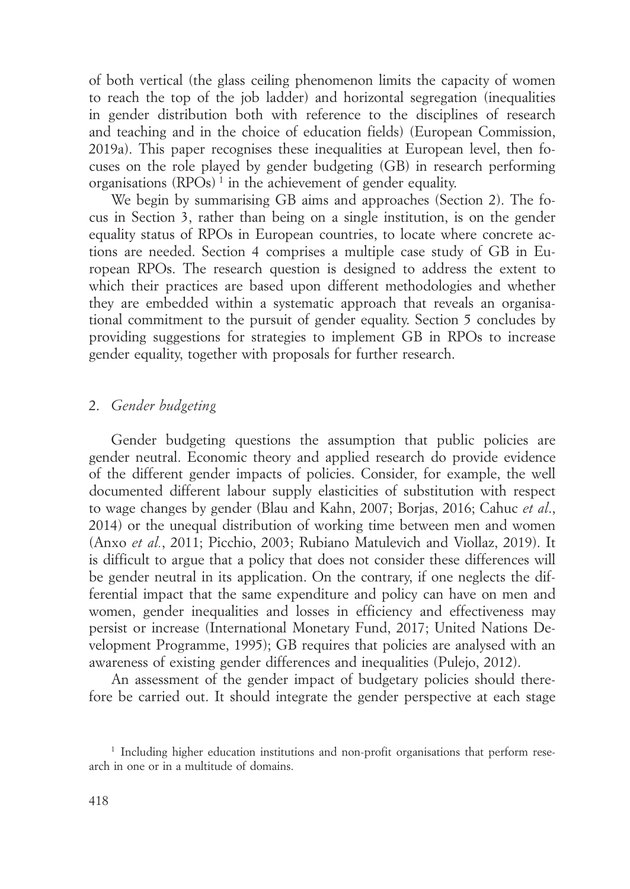of both vertical (the glass ceiling phenomenon limits the capacity of women to reach the top of the job ladder) and horizontal segregation (inequalities in gender distribution both with reference to the disciplines of research and teaching and in the choice of education fields) (European Commission, 2019a). This paper recognises these inequalities at European level, then focuses on the role played by gender budgeting (GB) in research performing organisations (RPOs) [1] in the achievement of gender equality.

We begin by summarising GB aims and approaches (Section 2). The focus in Section 3, rather than being on a single institution, is on the gender equality status of RPOs in European countries, to locate where concrete actions are needed. Section 4 comprises a multiple case study of GB in European RPOs. The research question is designed to address the extent to which their practices are based upon different methodologies and whether they are embedded within a systematic approach that reveals an organisational commitment to the pursuit of gender equality. Section 5 concludes by providing suggestions for strategies to implement GB in RPOs to increase gender equality, together with proposals for further research.

## 2. *Gender budgeting*

Gender budgeting questions the assumption that public policies are gender neutral. Economic theory and applied research do provide evidence of the different gender impacts of policies. Consider, for example, the well documented different labour supply elasticities of substitution with respect to wage changes by gender (Blau and Kahn, 2007; Borjas, 2016; Cahuc *et al.*, 2014) or the unequal distribution of working time between men and women (Anxo *et al.*, 2011; Picchio, 2003; Rubiano Matulevich and Viollaz, 2019). It is difficult to argue that a policy that does not consider these differences will be gender neutral in its application. On the contrary, if one neglects the differential impact that the same expenditure and policy can have on men and women, gender inequalities and losses in efficiency and effectiveness may persist or increase (International Monetary Fund, 2017; United Nations Development Programme, 1995); GB requires that policies are analysed with an awareness of existing gender differences and inequalities (Pulejo, 2012).

An assessment of the gender impact of budgetary policies should therefore be carried out. It should integrate the gender perspective at each stage

[1] Including higher education institutions and non-profit organisations that perform research in one or in a multitude of domains.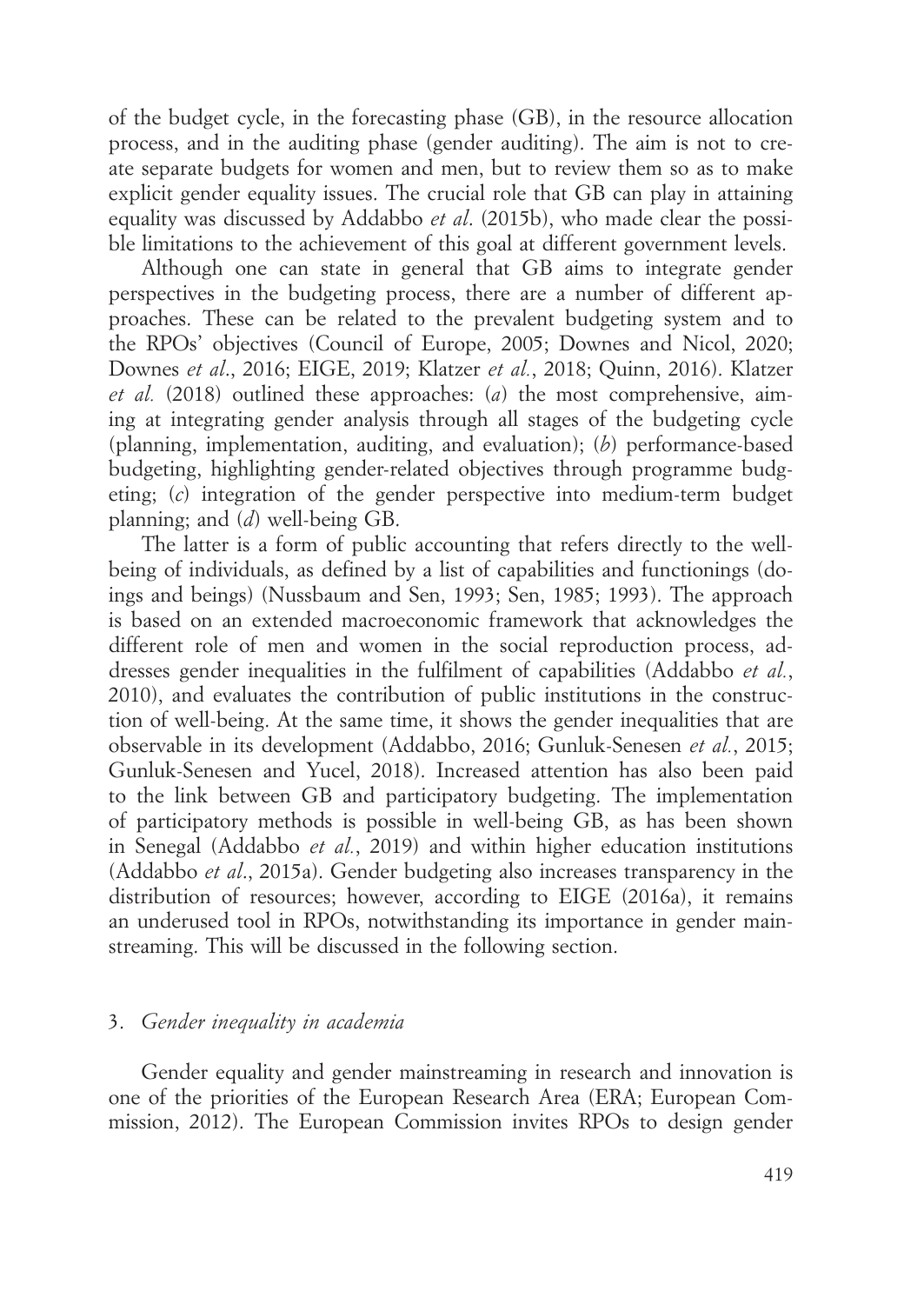of the budget cycle, in the forecasting phase (GB), in the resource allocation process, and in the auditing phase (gender auditing). The aim is not to create separate budgets for women and men, but to review them so as to make explicit gender equality issues. The crucial role that GB can play in attaining equality was discussed by Addabbo *et al*. (2015b), who made clear the possible limitations to the achievement of this goal at different government levels.

Although one can state in general that GB aims to integrate gender perspectives in the budgeting process, there are a number of different approaches. These can be related to the prevalent budgeting system and to the RPOs' objectives (Council of Europe, 2005; Downes and Nicol, 2020; Downes *et al*., 2016; EIGE, 2019; Klatzer *et al.*, 2018; Quinn, 2016). Klatzer *et al.* (2018) outlined these approaches: (*a*) the most comprehensive, aiming at integrating gender analysis through all stages of the budgeting cycle (planning, implementation, auditing, and evaluation); (*b*) performance-based budgeting, highlighting gender-related objectives through programme budgeting; (*c*) integration of the gender perspective into medium-term budget planning; and (*d*) well-being GB.

The latter is a form of public accounting that refers directly to the well-being of individuals, as defined by a list of capabilities and functionings (doings and beings) (Nussbaum and Sen, 1993; Sen, 1985; 1993). The approach is based on an extended macroeconomic framework that acknowledges the different role of men and women in the social reproduction process, addresses gender inequalities in the fulfilment of capabilities (Addabbo *et al.*, 2010), and evaluates the contribution of public institutions in the construction of well-being. At the same time, it shows the gender inequalities that are observable in its development (Addabbo, 2016; Gunluk-Senesen *et al.*, 2015; Gunluk-Senesen and Yucel, 2018). Increased attention has also been paid to the link between GB and participatory budgeting. The implementation of participatory methods is possible in well-being GB, as has been shown in Senegal (Addabbo *et al.*, 2019) and within higher education institutions (Addabbo *et al*., 2015a). Gender budgeting also increases transparency in the distribution of resources; however, according to EIGE (2016a), it remains an underused tool in RPOs, notwithstanding its importance in gender mainstreaming. This will be discussed in the following section.

## 3. *Gender inequality in academia*

Gender equality and gender mainstreaming in research and innovation is one of the priorities of the European Research Area (ERA; European Commission, 2012). The European Commission invites RPOs to design gender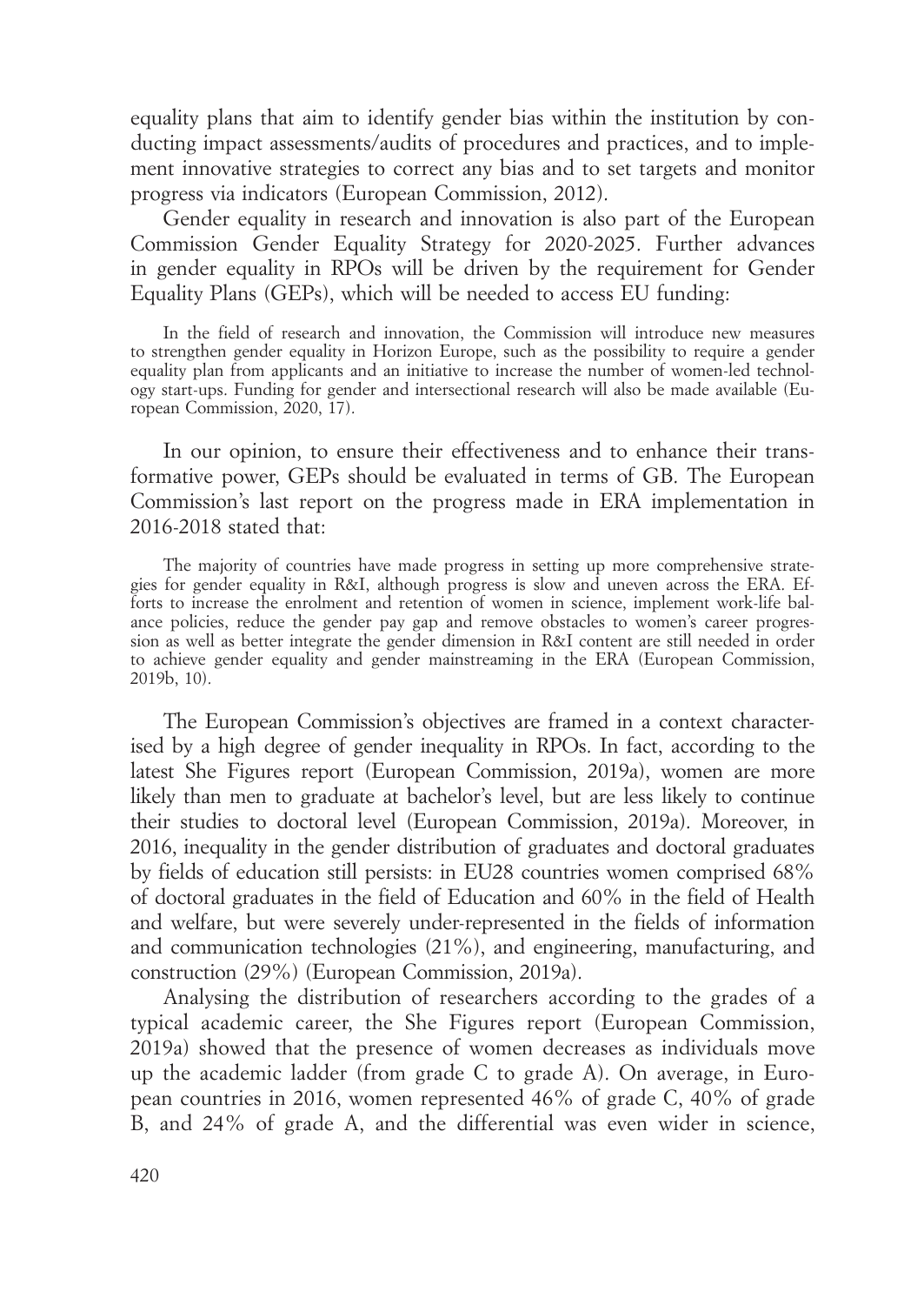equality plans that aim to identify gender bias within the institution by conducting impact assessments/audits of procedures and practices, and to implement innovative strategies to correct any bias and to set targets and monitor progress via indicators (European Commission, 2012).

Gender equality in research and innovation is also part of the European Commission Gender Equality Strategy for 2020-2025. Further advances in gender equality in RPOs will be driven by the requirement for Gender Equality Plans (GEPs), which will be needed to access EU funding:

> In the field of research and innovation, the Commission will introduce new measures to strengthen gender equality in Horizon Europe, such as the possibility to require a gender equality plan from applicants and an initiative to increase the number of women-led technology start-ups. Funding for gender and intersectional research will also be made available (European Commission, 2020, 17).

In our opinion, to ensure their effectiveness and to enhance their transformative power, GEPs should be evaluated in terms of GB. The European Commission's last report on the progress made in ERA implementation in 2016-2018 stated that:

> The majority of countries have made progress in setting up more comprehensive strategies for gender equality in R&I, although progress is slow and uneven across the ERA. Efforts to increase the enrolment and retention of women in science, implement work-life balance policies, reduce the gender pay gap and remove obstacles to women's career progression as well as better integrate the gender dimension in R&I content are still needed in order to achieve gender equality and gender mainstreaming in the ERA (European Commission, 2019b, 10).

The European Commission's objectives are framed in a context characterised by a high degree of gender inequality in RPOs. In fact, according to the latest She Figures report (European Commission, 2019a), women are more likely than men to graduate at bachelor's level, but are less likely to continue their studies to doctoral level (European Commission, 2019a). Moreover, in 2016, inequality in the gender distribution of graduates and doctoral graduates by fields of education still persists: in EU28 countries women comprised 68% of doctoral graduates in the field of Education and 60% in the field of Health and welfare, but were severely under-represented in the fields of information and communication technologies (21%), and engineering, manufacturing, and construction (29%) (European Commission, 2019a).

Analysing the distribution of researchers according to the grades of a typical academic career, the She Figures report (European Commission, 2019a) showed that the presence of women decreases as individuals move up the academic ladder (from grade C to grade A). On average, in European countries in 2016, women represented 46% of grade C, 40% of grade B, and 24% of grade A, and the differential was even wider in science,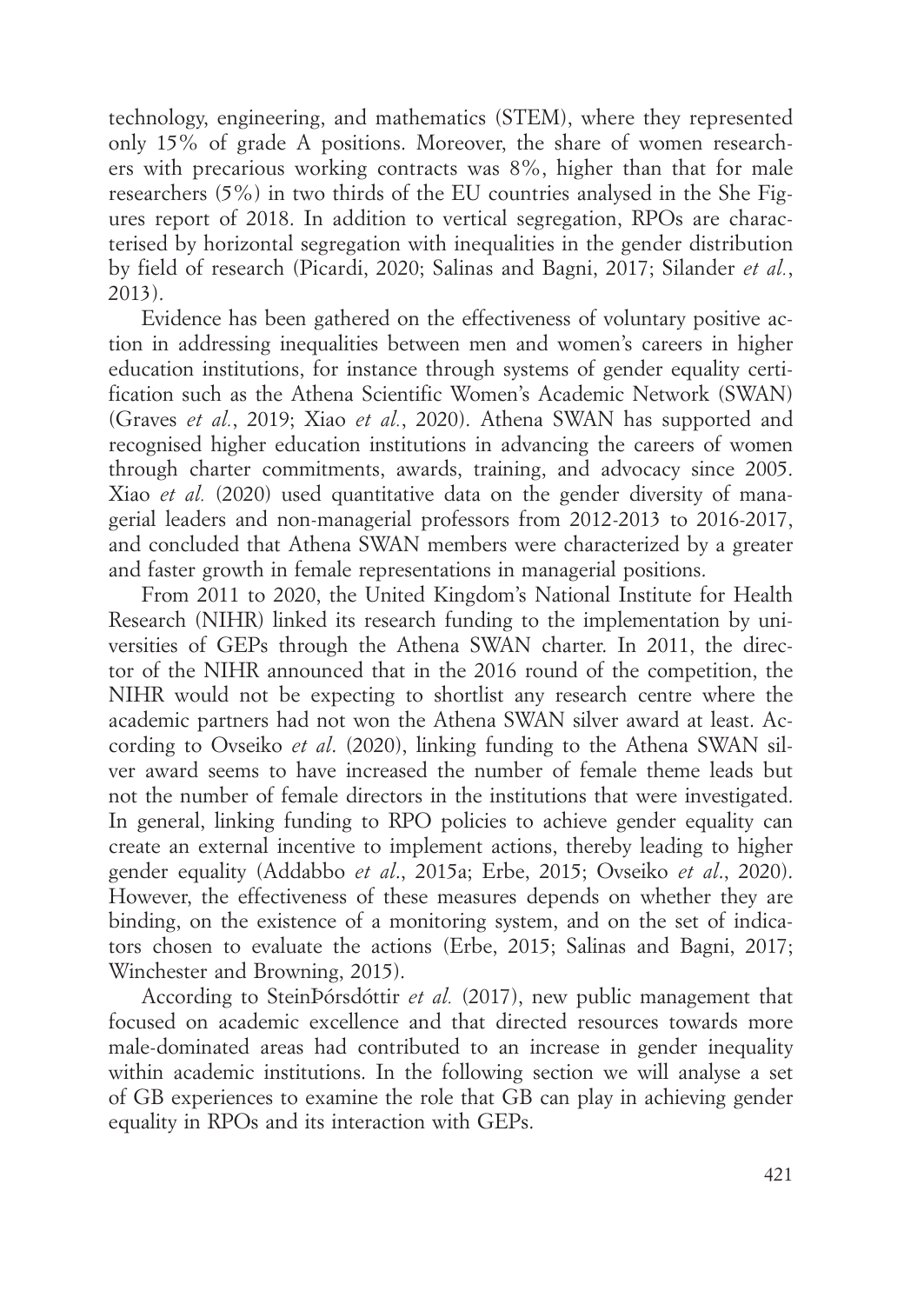technology, engineering, and mathematics (STEM), where they represented only 15% of grade A positions. Moreover, the share of women researchers with precarious working contracts was 8%, higher than that for male researchers (5%) in two thirds of the EU countries analysed in the She Figures report of 2018. In addition to vertical segregation, RPOs are characterised by horizontal segregation with inequalities in the gender distribution by field of research (Picardi, 2020; Salinas and Bagni, 2017; Silander *et al.*, 2013).

Evidence has been gathered on the effectiveness of voluntary positive action in addressing inequalities between men and women's careers in higher education institutions, for instance through systems of gender equality certification such as the Athena Scientific Women's Academic Network (SWAN) (Graves *et al.*, 2019; Xiao *et al.*, 2020). Athena SWAN has supported and recognised higher education institutions in advancing the careers of women through charter commitments, awards, training, and advocacy since 2005. Xiao *et al.* (2020) used quantitative data on the gender diversity of managerial leaders and non-managerial professors from 2012-2013 to 2016-2017, and concluded that Athena SWAN members were characterized by a greater and faster growth in female representations in managerial positions.

From 2011 to 2020, the United Kingdom's National Institute for Health Research (NIHR) linked its research funding to the implementation by universities of GEPs through the Athena SWAN charter. In 2011, the director of the NIHR announced that in the 2016 round of the competition, the NIHR would not be expecting to shortlist any research centre where the academic partners had not won the Athena SWAN silver award at least. According to Ovseiko *et al*. (2020), linking funding to the Athena SWAN silver award seems to have increased the number of female theme leads but not the number of female directors in the institutions that were investigated. In general, linking funding to RPO policies to achieve gender equality can create an external incentive to implement actions, thereby leading to higher gender equality (Addabbo *et al*., 2015a; Erbe, 2015; Ovseiko *et al*., 2020). However, the effectiveness of these measures depends on whether they are binding, on the existence of a monitoring system, and on the set of indicators chosen to evaluate the actions (Erbe, 2015; Salinas and Bagni, 2017; Winchester and Browning, 2015).

According to SteinÞórsdóttir *et al.* (2017), new public management that focused on academic excellence and that directed resources towards more male-dominated areas had contributed to an increase in gender inequality within academic institutions. In the following section we will analyse a set of GB experiences to examine the role that GB can play in achieving gender equality in RPOs and its interaction with GEPs.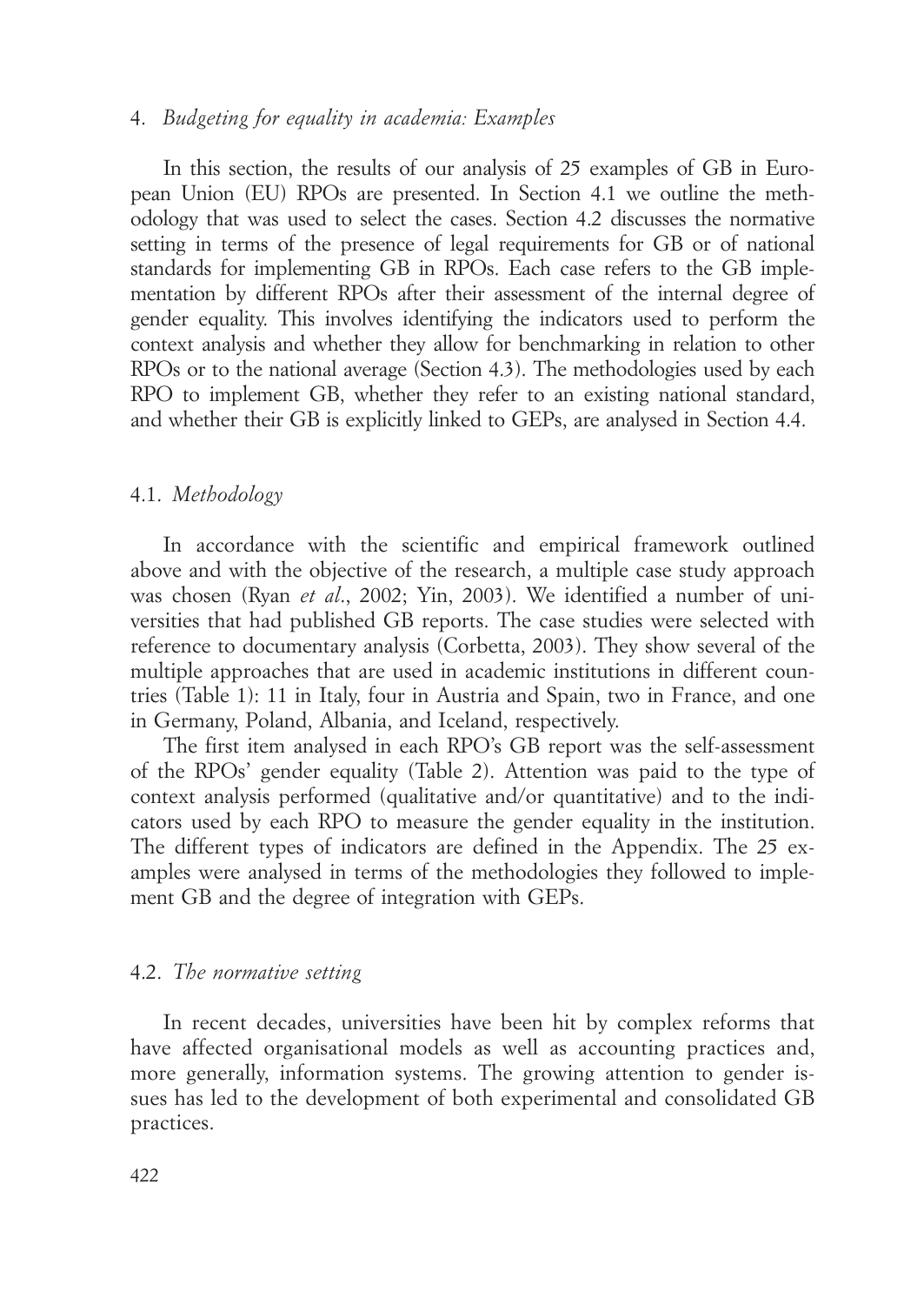## 4. *Budgeting for equality in academia: Examples*

In this section, the results of our analysis of 25 examples of GB in European Union (EU) RPOs are presented. In Section 4.1 we outline the methodology that was used to select the cases. Section 4.2 discusses the normative setting in terms of the presence of legal requirements for GB or of national standards for implementing GB in RPOs. Each case refers to the GB implementation by different RPOs after their assessment of the internal degree of gender equality. This involves identifying the indicators used to perform the context analysis and whether they allow for benchmarking in relation to other RPOs or to the national average (Section 4.3). The methodologies used by each RPO to implement GB, whether they refer to an existing national standard, and whether their GB is explicitly linked to GEPs, are analysed in Section 4.4.

### 4.1. *Methodology*

In accordance with the scientific and empirical framework outlined above and with the objective of the research, a multiple case study approach was chosen (Ryan *et al*., 2002; Yin, 2003). We identified a number of universities that had published GB reports. The case studies were selected with reference to documentary analysis (Corbetta, 2003). They show several of the multiple approaches that are used in academic institutions in different countries (Table 1): 11 in Italy, four in Austria and Spain, two in France, and one in Germany, Poland, Albania, and Iceland, respectively.

The first item analysed in each RPO's GB report was the self-assessment of the RPOs' gender equality (Table 2). Attention was paid to the type of context analysis performed (qualitative and/or quantitative) and to the indicators used by each RPO to measure the gender equality in the institution. The different types of indicators are defined in the Appendix. The 25 examples were analysed in terms of the methodologies they followed to implement GB and the degree of integration with GEPs.

### 4.2. *The normative setting*

In recent decades, universities have been hit by complex reforms that have affected organisational models as well as accounting practices and, more generally, information systems. The growing attention to gender issues has led to the development of both experimental and consolidated GB practices.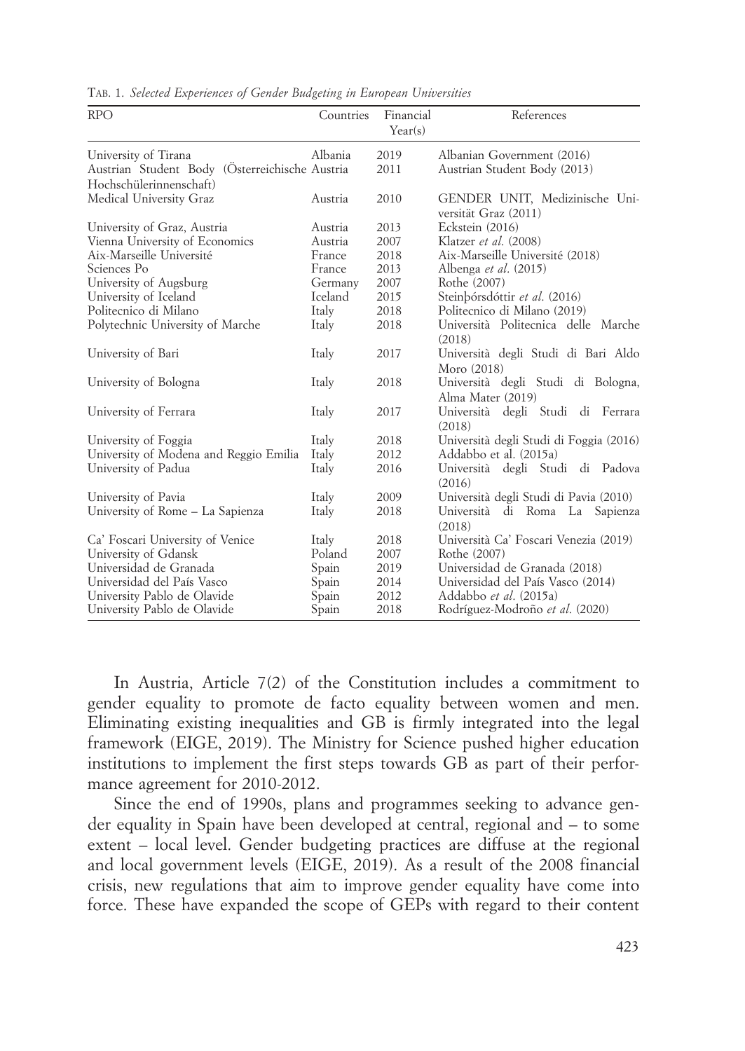TAB. 1. *Selected Experiences of Gender Budgeting in European Universities*

| RPO | Countries | Financial Year(s) | References |
|---|---|---|---|
| University of Tirana | Albania | 2019 | Albanian Government (2016) |
| Austrian Student Body (Österreichische Hochschülerinnenschaft) | Austria | 2011 | Austrian Student Body (2013) |
| Medical University Graz | Austria | 2010 | GENDER UNIT, Medizinische Universität Graz (2011) |
| University of Graz, Austria | Austria | 2013 | Eckstein (2016) |
| Vienna University of Economics | Austria | 2007 | Klatzer *et al.* (2008) |
| Aix-Marseille Université | France | 2018 | Aix-Marseille Université (2018) |
| Sciences Po | France | 2013 | Albenga *et al.* (2015) |
| University of Augsburg | Germany | 2007 | Rothe (2007) |
| University of Iceland | Iceland | 2015 | Steinþórsdóttir *et al.* (2016) |
| Politecnico di Milano | Italy | 2018 | Politecnico di Milano (2019) |
| Polytechnic University of Marche | Italy | 2018 | Università Politecnica delle Marche (2018) |
| University of Bari | Italy | 2017 | Università degli Studi di Bari Aldo Moro (2018) |
| University of Bologna | Italy | 2018 | Università degli Studi di Bologna, Alma Mater (2019) |
| University of Ferrara | Italy | 2017 | Università degli Studi di Ferrara (2018) |
| University of Foggia | Italy | 2018 | Università degli Studi di Foggia (2016) |
| University of Modena and Reggio Emilia | Italy | 2012 | Addabbo et al. (2015a) |
| University of Padua | Italy | 2016 | Università degli Studi di Padova (2016) |
| University of Pavia | Italy | 2009 | Università degli Studi di Pavia (2010) |
| University of Rome – La Sapienza | Italy | 2018 | Università di Roma La Sapienza (2018) |
| Ca' Foscari University of Venice | Italy | 2018 | Università Ca' Foscari Venezia (2019) |
| University of Gdansk | Poland | 2007 | Rothe (2007) |
| Universidad de Granada | Spain | 2019 | Universidad de Granada (2018) |
| Universidad del País Vasco | Spain | 2014 | Universidad del País Vasco (2014) |
| University Pablo de Olavide | Spain | 2012 | Addabbo *et al.* (2015a) |
| University Pablo de Olavide | Spain | 2018 | Rodríguez-Modroño *et al.* (2020) |

In Austria, Article 7(2) of the Constitution includes a commitment to gender equality to promote de facto equality between women and men. Eliminating existing inequalities and GB is firmly integrated into the legal framework (EIGE, 2019). The Ministry for Science pushed higher education institutions to implement the first steps towards GB as part of their performance agreement for 2010-2012.

Since the end of 1990s, plans and programmes seeking to advance gender equality in Spain have been developed at central, regional and – to some extent – local level. Gender budgeting practices are diffuse at the regional and local government levels (EIGE, 2019). As a result of the 2008 financial crisis, new regulations that aim to improve gender equality have come into force. These have expanded the scope of GEPs with regard to their content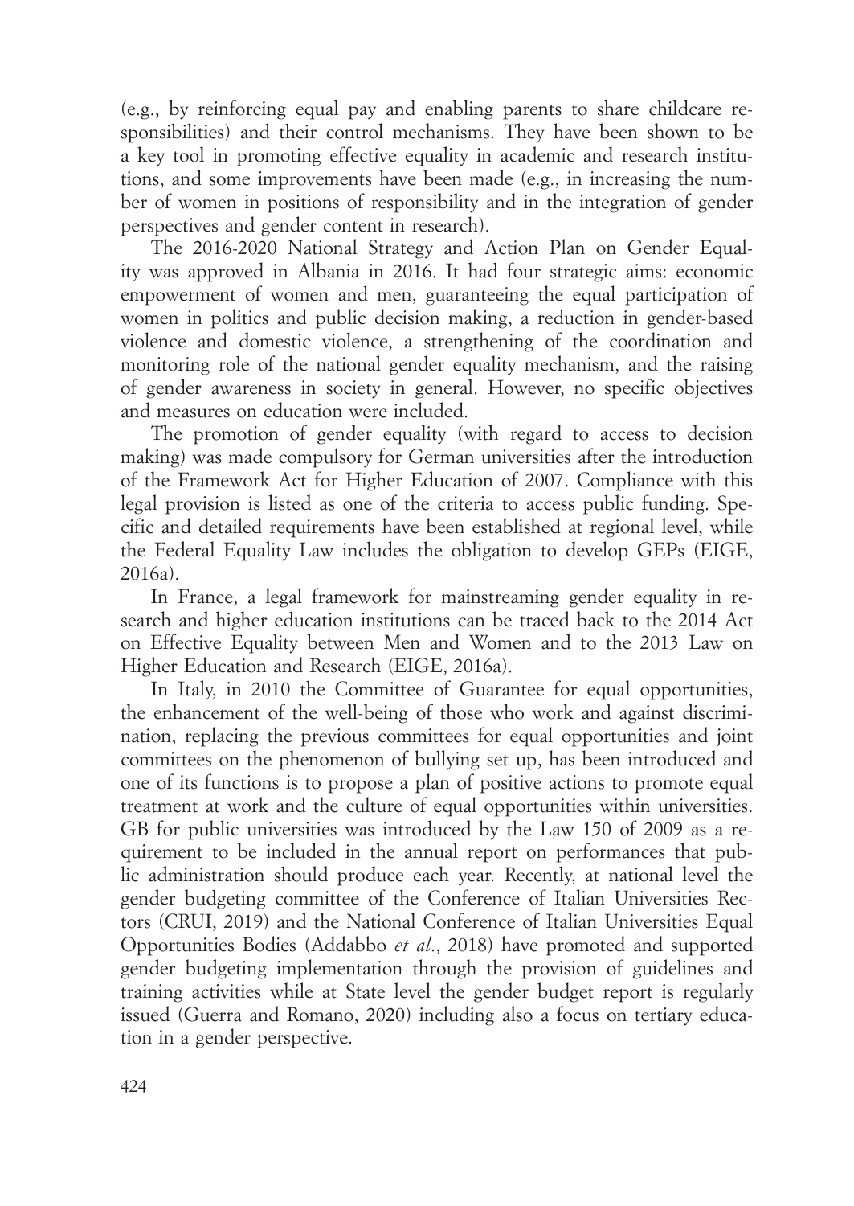(e.g., by reinforcing equal pay and enabling parents to share childcare responsibilities) and their control mechanisms. They have been shown to be a key tool in promoting effective equality in academic and research institutions, and some improvements have been made (e.g., in increasing the number of women in positions of responsibility and in the integration of gender perspectives and gender content in research).

The 2016-2020 National Strategy and Action Plan on Gender Equality was approved in Albania in 2016. It had four strategic aims: economic empowerment of women and men, guaranteeing the equal participation of women in politics and public decision making, a reduction in gender-based violence and domestic violence, a strengthening of the coordination and monitoring role of the national gender equality mechanism, and the raising of gender awareness in society in general. However, no specific objectives and measures on education were included.

The promotion of gender equality (with regard to access to decision making) was made compulsory for German universities after the introduction of the Framework Act for Higher Education of 2007. Compliance with this legal provision is listed as one of the criteria to access public funding. Specific and detailed requirements have been established at regional level, while the Federal Equality Law includes the obligation to develop GEPs (EIGE, 2016a).

In France, a legal framework for mainstreaming gender equality in research and higher education institutions can be traced back to the 2014 Act on Effective Equality between Men and Women and to the 2013 Law on Higher Education and Research (EIGE, 2016a).

In Italy, in 2010 the Committee of Guarantee for equal opportunities, the enhancement of the well-being of those who work and against discrimination, replacing the previous committees for equal opportunities and joint committees on the phenomenon of bullying set up, has been introduced and one of its functions is to propose a plan of positive actions to promote equal treatment at work and the culture of equal opportunities within universities. GB for public universities was introduced by the Law 150 of 2009 as a requirement to be included in the annual report on performances that public administration should produce each year. Recently, at national level the gender budgeting committee of the Conference of Italian Universities Rectors (CRUI, 2019) and the National Conference of Italian Universities Equal Opportunities Bodies (Addabbo *et al*., 2018) have promoted and supported gender budgeting implementation through the provision of guidelines and training activities while at State level the gender budget report is regularly issued (Guerra and Romano, 2020) including also a focus on tertiary education in a gender perspective.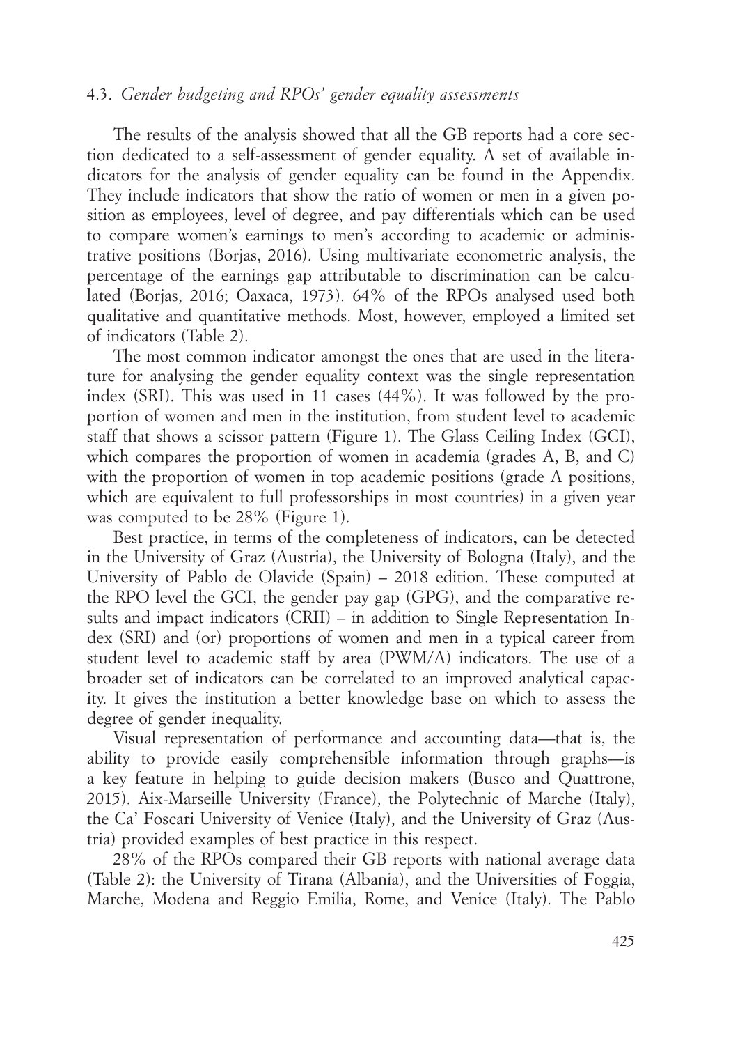### 4.3. *Gender budgeting and RPOs' gender equality assessments*

The results of the analysis showed that all the GB reports had a core section dedicated to a self-assessment of gender equality. A set of available indicators for the analysis of gender equality can be found in the Appendix. They include indicators that show the ratio of women or men in a given position as employees, level of degree, and pay differentials which can be used to compare women's earnings to men's according to academic or administrative positions (Borjas, 2016). Using multivariate econometric analysis, the percentage of the earnings gap attributable to discrimination can be calculated (Borjas, 2016; Oaxaca, 1973). 64% of the RPOs analysed used both qualitative and quantitative methods. Most, however, employed a limited set of indicators (Table 2).

The most common indicator amongst the ones that are used in the literature for analysing the gender equality context was the single representation index (SRI). This was used in 11 cases (44%). It was followed by the proportion of women and men in the institution, from student level to academic staff that shows a scissor pattern (Figure 1). The Glass Ceiling Index (GCI), which compares the proportion of women in academia (grades A, B, and C) with the proportion of women in top academic positions (grade A positions, which are equivalent to full professorships in most countries) in a given year was computed to be 28% (Figure 1).

Best practice, in terms of the completeness of indicators, can be detected in the University of Graz (Austria), the University of Bologna (Italy), and the University of Pablo de Olavide (Spain) – 2018 edition. These computed at the RPO level the GCI, the gender pay gap (GPG), and the comparative results and impact indicators (CRII) – in addition to Single Representation Index (SRI) and (or) proportions of women and men in a typical career from student level to academic staff by area (PWM/A) indicators. The use of a broader set of indicators can be correlated to an improved analytical capacity. It gives the institution a better knowledge base on which to assess the degree of gender inequality.

Visual representation of performance and accounting data—that is, the ability to provide easily comprehensible information through graphs—is a key feature in helping to guide decision makers (Busco and Quattrone, 2015). Aix-Marseille University (France), the Polytechnic of Marche (Italy), the Ca' Foscari University of Venice (Italy), and the University of Graz (Austria) provided examples of best practice in this respect.

28% of the RPOs compared their GB reports with national average data (Table 2): the University of Tirana (Albania), and the Universities of Foggia, Marche, Modena and Reggio Emilia, Rome, and Venice (Italy). The Pablo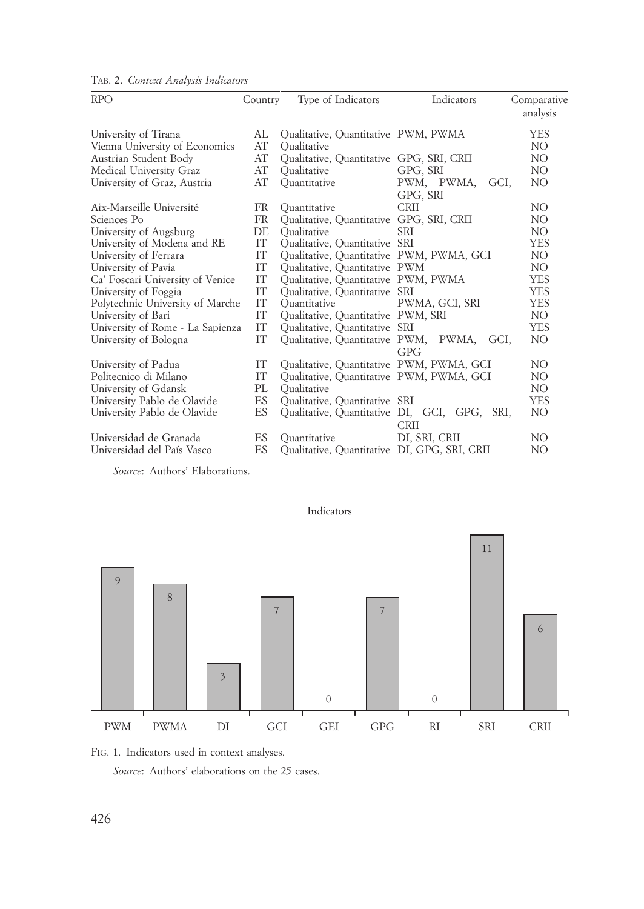TAB. 2. *Context Analysis Indicators*

| RPO | Country | Type of Indicators | Indicators | Comparative analysis |
|---|---|---|---|---|
| University of Tirana | AL | Qualitative, Quantitative | PWM, PWMA | YES |
| Vienna University of Economics | AT | Qualitative | | NO |
| Austrian Student Body | AT | Qualitative, Quantitative | GPG, SRI, CRII | NO |
| Medical University Graz | AT | Qualitative | GPG, SRI | NO |
| University of Graz, Austria | AT | Quantitative | PWM, PWMA, GCI, GPG, SRI | NO |
| Aix-Marseille Université | FR | Quantitative | CRII | NO |
| Sciences Po | FR | Qualitative, Quantitative | GPG, SRI, CRII | NO |
| University of Augsburg | DE | Qualitative | SRI | NO |
| University of Modena and RE | IT | Qualitative, Quantitative | SRI | YES |
| University of Ferrara | IT | Qualitative, Quantitative | PWM, PWMA, GCI | NO |
| University of Pavia | IT | Qualitative, Quantitative | PWM | NO |
| Ca' Foscari University of Venice | IT | Qualitative, Quantitative | PWM, PWMA | YES |
| University of Foggia | IT | Qualitative, Quantitative | SRI | YES |
| Polytechnic University of Marche | IT | Quantitative | PWMA, GCI, SRI | YES |
| University of Bari | IT | Qualitative, Quantitative | PWM, SRI | NO |
| University of Rome - La Sapienza | IT | Qualitative, Quantitative | SRI | YES |
| University of Bologna | IT | Qualitative, Quantitative | PWM, PWMA, GCI, GPG | NO |
| University of Padua | IT | Qualitative, Quantitative | PWM, PWMA, GCI | NO |
| Politecnico di Milano | IT | Qualitative, Quantitative | PWM, PWMA, GCI | NO |
| University of Gdansk | PL | Qualitative | | NO |
| University Pablo de Olavide | ES | Qualitative, Quantitative | SRI | YES |
| University Pablo de Olavide | ES | Qualitative, Quantitative | DI, GCI, GPG, SRI, CRII | NO |
| Universidad de Granada | ES | Quantitative | DI, SRI, CRII | NO |
| Universidad del País Vasco | ES | Qualitative, Quantitative | DI, GPG, SRI, CRII | NO |

*Source*: Authors' Elaborations.

FIG. 1. Indicators used in context analyses.

*Source*: Authors' elaborations on the 25 cases.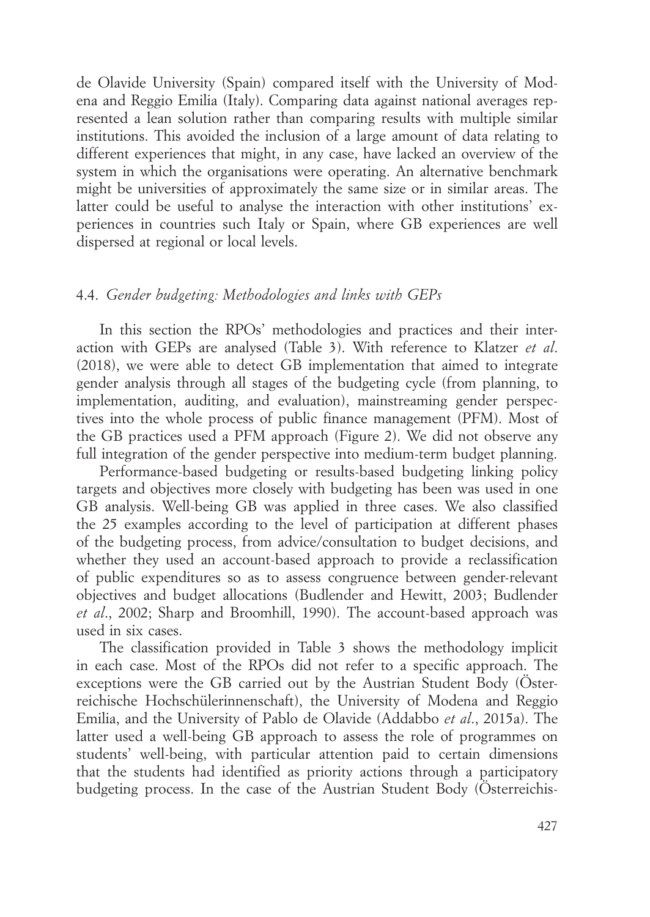de Olavide University (Spain) compared itself with the University of Modena and Reggio Emilia (Italy). Comparing data against national averages represented a lean solution rather than comparing results with multiple similar institutions. This avoided the inclusion of a large amount of data relating to different experiences that might, in any case, have lacked an overview of the system in which the organisations were operating. An alternative benchmark might be universities of approximately the same size or in similar areas. The latter could be useful to analyse the interaction with other institutions' experiences in countries such Italy or Spain, where GB experiences are well dispersed at regional or local levels.

### 4.4. *Gender budgeting: Methodologies and links with GEPs*

In this section the RPOs' methodologies and practices and their interaction with GEPs are analysed (Table 3). With reference to Klatzer *et al.* (2018), we were able to detect GB implementation that aimed to integrate gender analysis through all stages of the budgeting cycle (from planning, to implementation, auditing, and evaluation), mainstreaming gender perspectives into the whole process of public finance management (PFM). Most of the GB practices used a PFM approach (Figure 2). We did not observe any full integration of the gender perspective into medium-term budget planning.

Performance-based budgeting or results-based budgeting linking policy targets and objectives more closely with budgeting has been was used in one GB analysis. Well-being GB was applied in three cases. We also classified the 25 examples according to the level of participation at different phases of the budgeting process, from advice/consultation to budget decisions, and whether they used an account-based approach to provide a reclassification of public expenditures so as to assess congruence between gender-relevant objectives and budget allocations (Budlender and Hewitt, 2003; Budlender *et al.*, 2002; Sharp and Broomhill, 1990). The account-based approach was used in six cases.

The classification provided in Table 3 shows the methodology implicit in each case. Most of the RPOs did not refer to a specific approach. The exceptions were the GB carried out by the Austrian Student Body (Österreichische Hochschülerinnenschaft), the University of Modena and Reggio Emilia, and the University of Pablo de Olavide (Addabbo *et al.*, 2015a). The latter used a well-being GB approach to assess the role of programmes on students' well-being, with particular attention paid to certain dimensions that the students had identified as priority actions through a participatory budgeting process. In the case of the Austrian Student Body (Österreichis-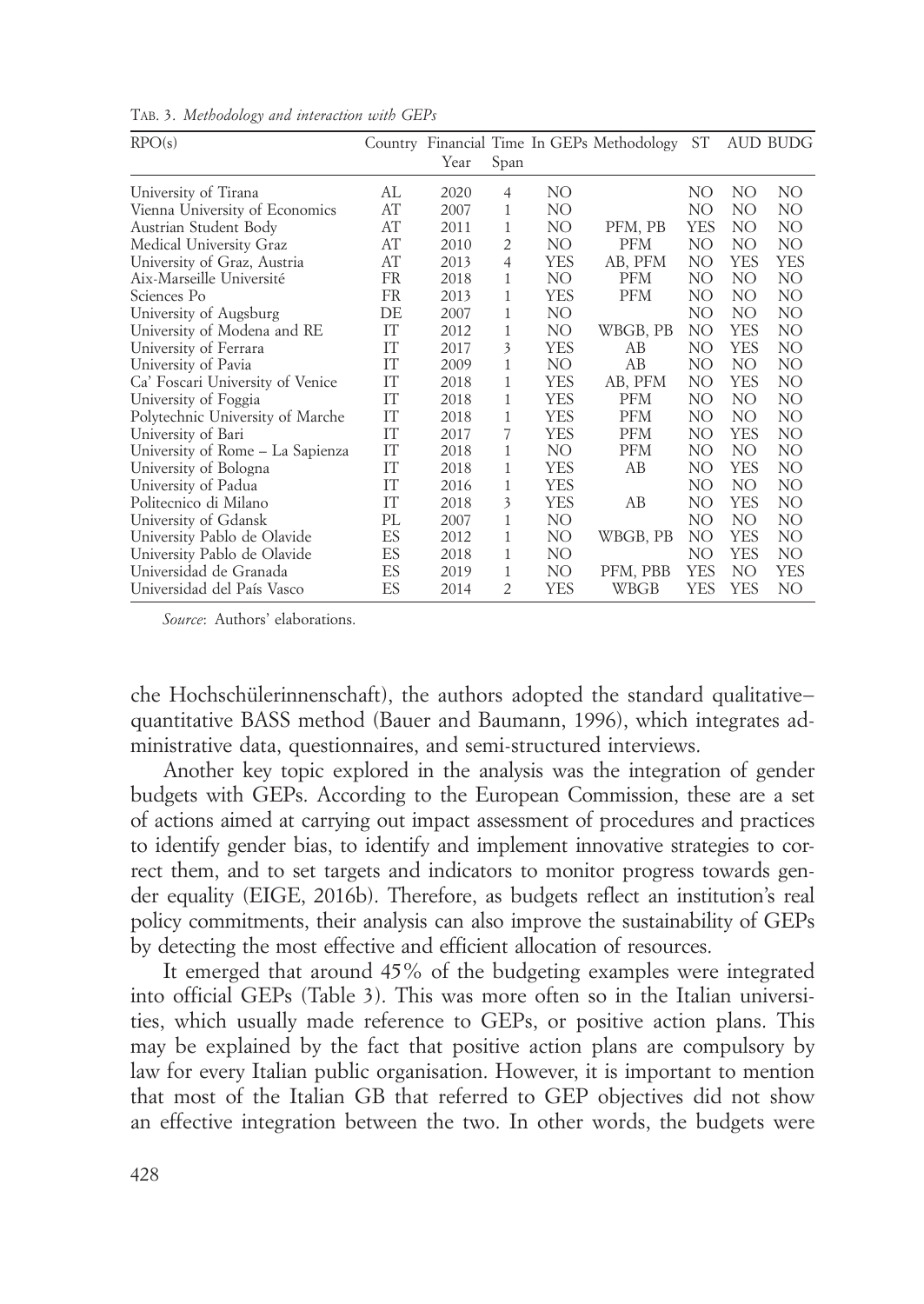TAB. 3. *Methodology and interaction with GEPs*

| RPO(s) | Country | Financial Year | Time Span | In GEPs | Methodology | ST | AUD | BUDG |
|---|---|---|---|---|---|---|---|---|
| University of Tirana | AL | 2020 | 4 | NO | | NO | NO | NO |
| Vienna University of Economics | AT | 2007 | 1 | NO | | NO | NO | NO |
| Austrian Student Body | AT | 2011 | 1 | NO | PFM, PB | YES | NO | NO |
| Medical University Graz | AT | 2010 | 2 | NO | PFM | NO | NO | NO |
| University of Graz, Austria | AT | 2013 | 4 | YES | AB, PFM | NO | YES | YES |
| Aix-Marseille Université | FR | 2018 | 1 | NO | PFM | NO | NO | NO |
| Sciences Po | FR | 2013 | 1 | YES | PFM | NO | NO | NO |
| University of Augsburg | DE | 2007 | 1 | NO | | NO | NO | NO |
| University of Modena and RE | IT | 2012 | 1 | NO | WBGB, PB | NO | YES | NO |
| University of Ferrara | IT | 2017 | 3 | YES | AB | NO | YES | NO |
| University of Pavia | IT | 2009 | 1 | NO | AB | NO | NO | NO |
| Ca' Foscari University of Venice | IT | 2018 | 1 | YES | AB, PFM | NO | YES | NO |
| University of Foggia | IT | 2018 | 1 | YES | PFM | NO | NO | NO |
| Polytechnic University of Marche | IT | 2018 | 1 | YES | PFM | NO | NO | NO |
| University of Bari | IT | 2017 | 7 | YES | PFM | NO | YES | NO |
| University of Rome – La Sapienza | IT | 2018 | 1 | NO | PFM | NO | NO | NO |
| University of Bologna | IT | 2018 | 1 | YES | AB | NO | YES | NO |
| University of Padua | IT | 2016 | 1 | YES | | NO | NO | NO |
| Politecnico di Milano | IT | 2018 | 3 | YES | AB | NO | YES | NO |
| University of Gdansk | PL | 2007 | 1 | NO | | NO | NO | NO |
| University Pablo de Olavide | ES | 2012 | 1 | NO | WBGB, PB | NO | YES | NO |
| University Pablo de Olavide | ES | 2018 | 1 | NO | | NO | YES | NO |
| Universidad de Granada | ES | 2019 | 1 | NO | PFM, PBB | YES | NO | YES |
| Universidad del País Vasco | ES | 2014 | 2 | YES | WBGB | YES | YES | NO |

*Source*: Authors' elaborations.

che Hochschülerinnenschaft), the authors adopted the standard qualitative–quantitative BASS method (Bauer and Baumann, 1996), which integrates administrative data, questionnaires, and semi-structured interviews.

Another key topic explored in the analysis was the integration of gender budgets with GEPs. According to the European Commission, these are a set of actions aimed at carrying out impact assessment of procedures and practices to identify gender bias, to identify and implement innovative strategies to correct them, and to set targets and indicators to monitor progress towards gender equality (EIGE, 2016b). Therefore, as budgets reflect an institution's real policy commitments, their analysis can also improve the sustainability of GEPs by detecting the most effective and efficient allocation of resources.

It emerged that around 45% of the budgeting examples were integrated into official GEPs (Table 3). This was more often so in the Italian universities, which usually made reference to GEPs, or positive action plans. This may be explained by the fact that positive action plans are compulsory by law for every Italian public organisation. However, it is important to mention that most of the Italian GB that referred to GEP objectives did not show an effective integration between the two. In other words, the budgets were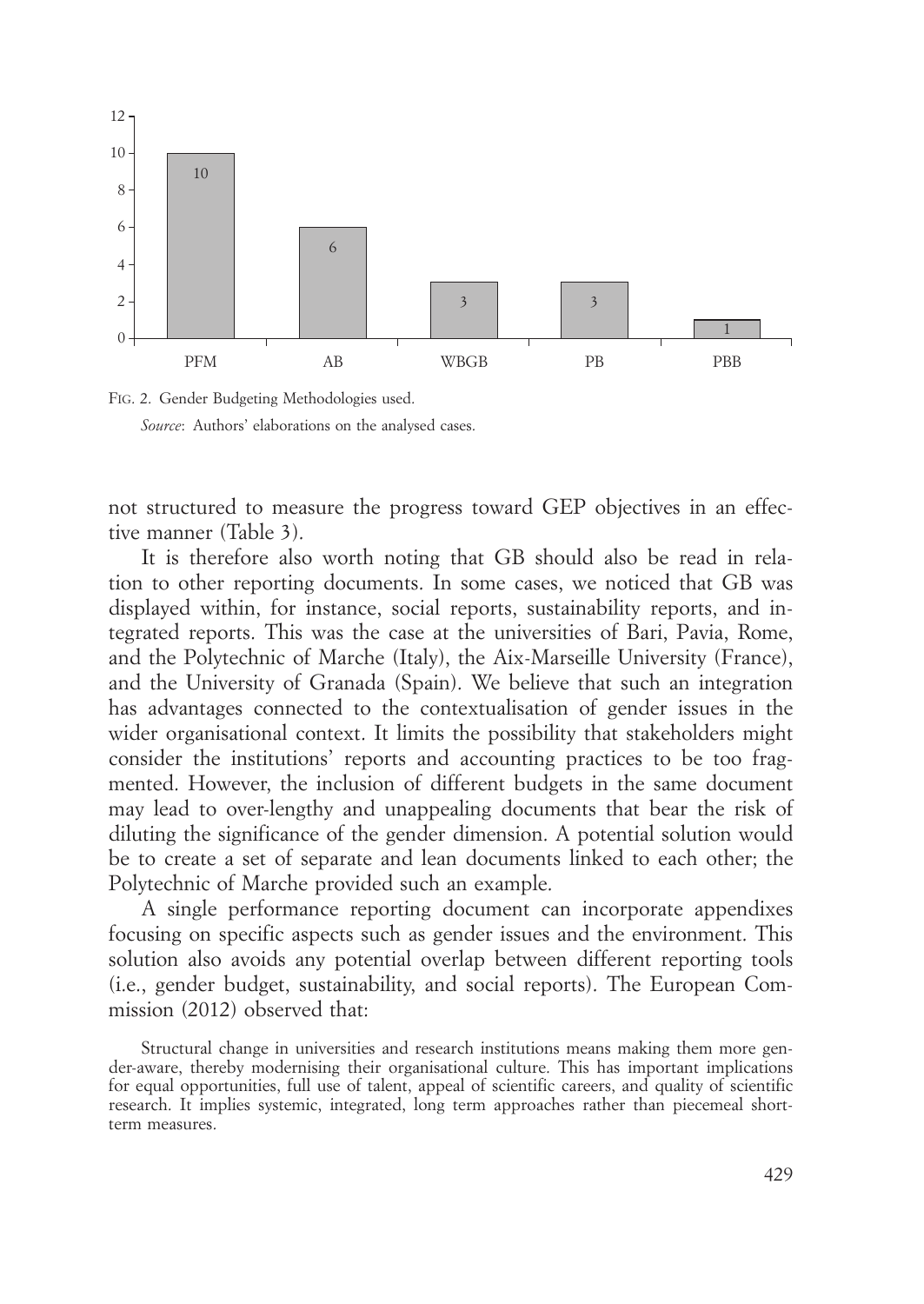FIG. 2. Gender Budgeting Methodologies used.

*Source*: Authors' elaborations on the analysed cases.

not structured to measure the progress toward GEP objectives in an effective manner (Table 3).

It is therefore also worth noting that GB should also be read in relation to other reporting documents. In some cases, we noticed that GB was displayed within, for instance, social reports, sustainability reports, and integrated reports. This was the case at the universities of Bari, Pavia, Rome, and the Polytechnic of Marche (Italy), the Aix-Marseille University (France), and the University of Granada (Spain). We believe that such an integration has advantages connected to the contextualisation of gender issues in the wider organisational context. It limits the possibility that stakeholders might consider the institutions' reports and accounting practices to be too fragmented. However, the inclusion of different budgets in the same document may lead to over-lengthy and unappealing documents that bear the risk of diluting the significance of the gender dimension. A potential solution would be to create a set of separate and lean documents linked to each other; the Polytechnic of Marche provided such an example.

A single performance reporting document can incorporate appendixes focusing on specific aspects such as gender issues and the environment. This solution also avoids any potential overlap between different reporting tools (i.e., gender budget, sustainability, and social reports). The European Commission (2012) observed that:

> Structural change in universities and research institutions means making them more gender-aware, thereby modernising their organisational culture. This has important implications for equal opportunities, full use of talent, appeal of scientific careers, and quality of scientific research. It implies systemic, integrated, long term approaches rather than piecemeal short-term measures.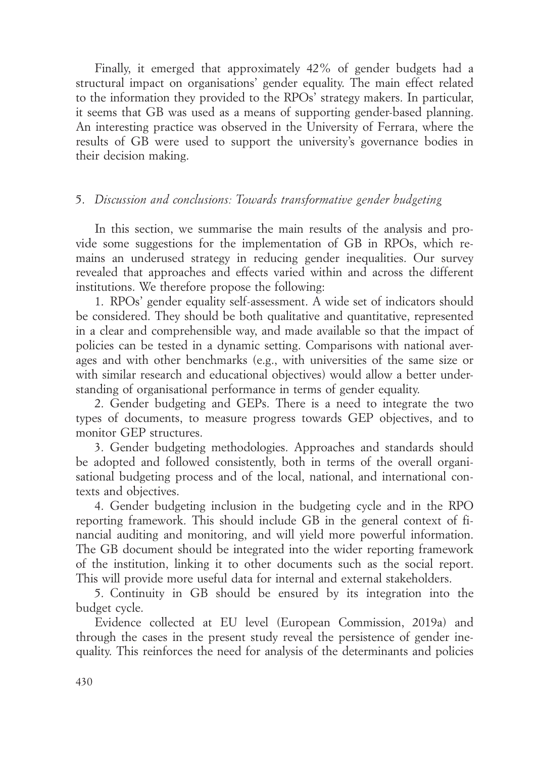Finally, it emerged that approximately 42% of gender budgets had a structural impact on organisations' gender equality. The main effect related to the information they provided to the RPOs' strategy makers. In particular, it seems that GB was used as a means of supporting gender-based planning. An interesting practice was observed in the University of Ferrara, where the results of GB were used to support the university's governance bodies in their decision making.

## 5. *Discussion and conclusions: Towards transformative gender budgeting*

In this section, we summarise the main results of the analysis and provide some suggestions for the implementation of GB in RPOs, which remains an underused strategy in reducing gender inequalities. Our survey revealed that approaches and effects varied within and across the different institutions. We therefore propose the following:

1. RPOs' gender equality self-assessment. A wide set of indicators should be considered. They should be both qualitative and quantitative, represented in a clear and comprehensible way, and made available so that the impact of policies can be tested in a dynamic setting. Comparisons with national averages and with other benchmarks (e.g., with universities of the same size or with similar research and educational objectives) would allow a better understanding of organisational performance in terms of gender equality.

2. Gender budgeting and GEPs. There is a need to integrate the two types of documents, to measure progress towards GEP objectives, and to monitor GEP structures.

3. Gender budgeting methodologies. Approaches and standards should be adopted and followed consistently, both in terms of the overall organisational budgeting process and of the local, national, and international contexts and objectives.

4. Gender budgeting inclusion in the budgeting cycle and in the RPO reporting framework. This should include GB in the general context of financial auditing and monitoring, and will yield more powerful information. The GB document should be integrated into the wider reporting framework of the institution, linking it to other documents such as the social report. This will provide more useful data for internal and external stakeholders.

5. Continuity in GB should be ensured by its integration into the budget cycle.

Evidence collected at EU level (European Commission, 2019a) and through the cases in the present study reveal the persistence of gender inequality. This reinforces the need for analysis of the determinants and policies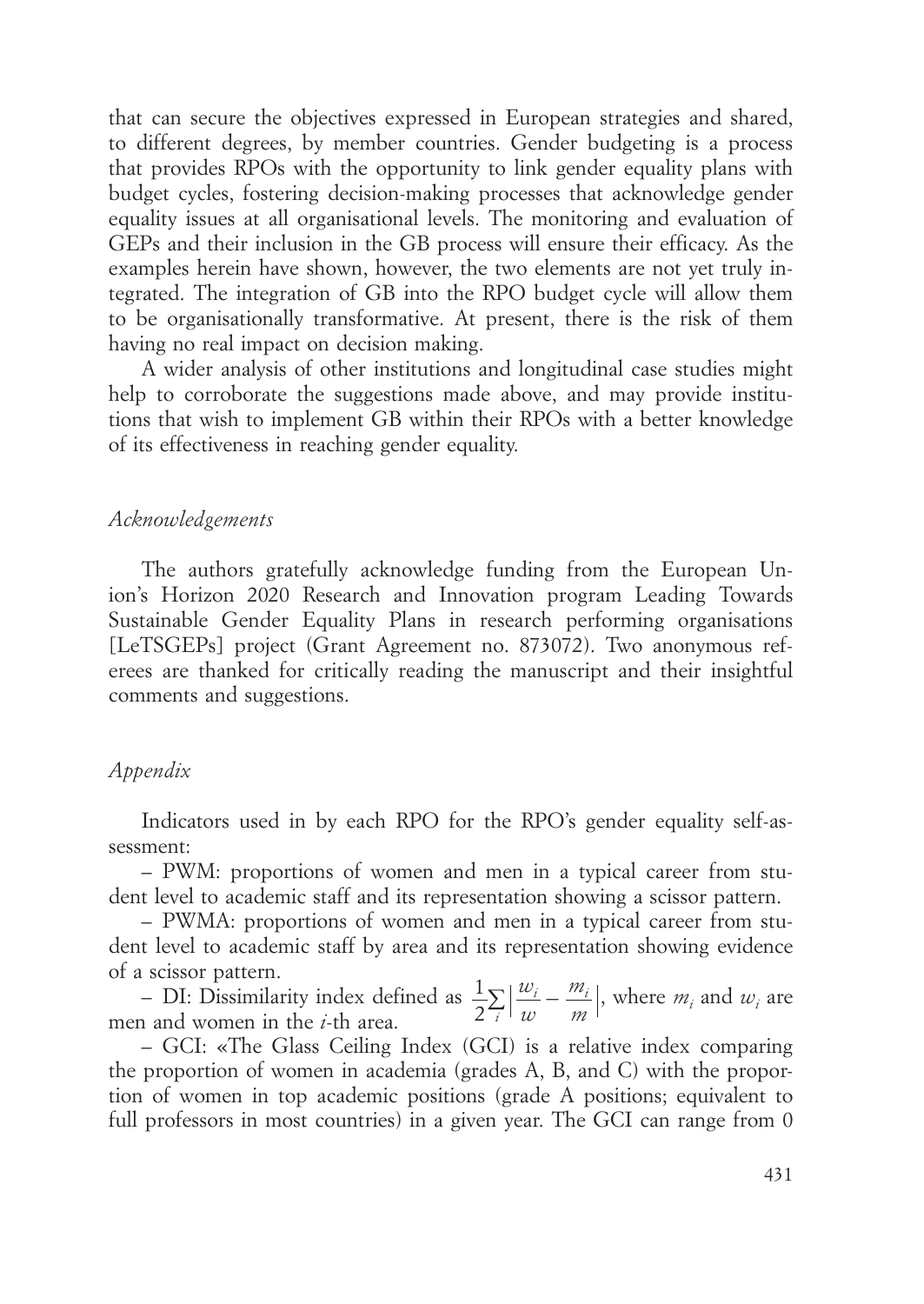that can secure the objectives expressed in European strategies and shared, to different degrees, by member countries. Gender budgeting is a process that provides RPOs with the opportunity to link gender equality plans with budget cycles, fostering decision-making processes that acknowledge gender equality issues at all organisational levels. The monitoring and evaluation of GEPs and their inclusion in the GB process will ensure their efficacy. As the examples herein have shown, however, the two elements are not yet truly integrated. The integration of GB into the RPO budget cycle will allow them to be organisationally transformative. At present, there is the risk of them having no real impact on decision making.

A wider analysis of other institutions and longitudinal case studies might help to corroborate the suggestions made above, and may provide institutions that wish to implement GB within their RPOs with a better knowledge of its effectiveness in reaching gender equality.

### *Acknowledgements*

The authors gratefully acknowledge funding from the European Union's Horizon 2020 Research and Innovation program Leading Towards Sustainable Gender Equality Plans in research performing organisations [LeTSGEPs] project (Grant Agreement no. 873072). Two anonymous referees are thanked for critically reading the manuscript and their insightful comments and suggestions.

### *Appendix*

Indicators used in by each RPO for the RPO's gender equality self-assessment:

– PWM: proportions of women and men in a typical career from student level to academic staff and its representation showing a scissor pattern.

– PWMA: proportions of women and men in a typical career from student level to academic staff by area and its representation showing evidence of a scissor pattern.

– DI: Dissimilarity index defined as $\frac{1}{2}\sum_{i}\left|\frac{w_i}{w}-\frac{m_i}{m}\right|$, where $m_i$ and $w_i$ are men and women in the $i$-th area.

– GCI: «The Glass Ceiling Index (GCI) is a relative index comparing the proportion of women in academia (grades A, B, and C) with the proportion of women in top academic positions (grade A positions; equivalent to full professors in most countries) in a given year. The GCI can range from 0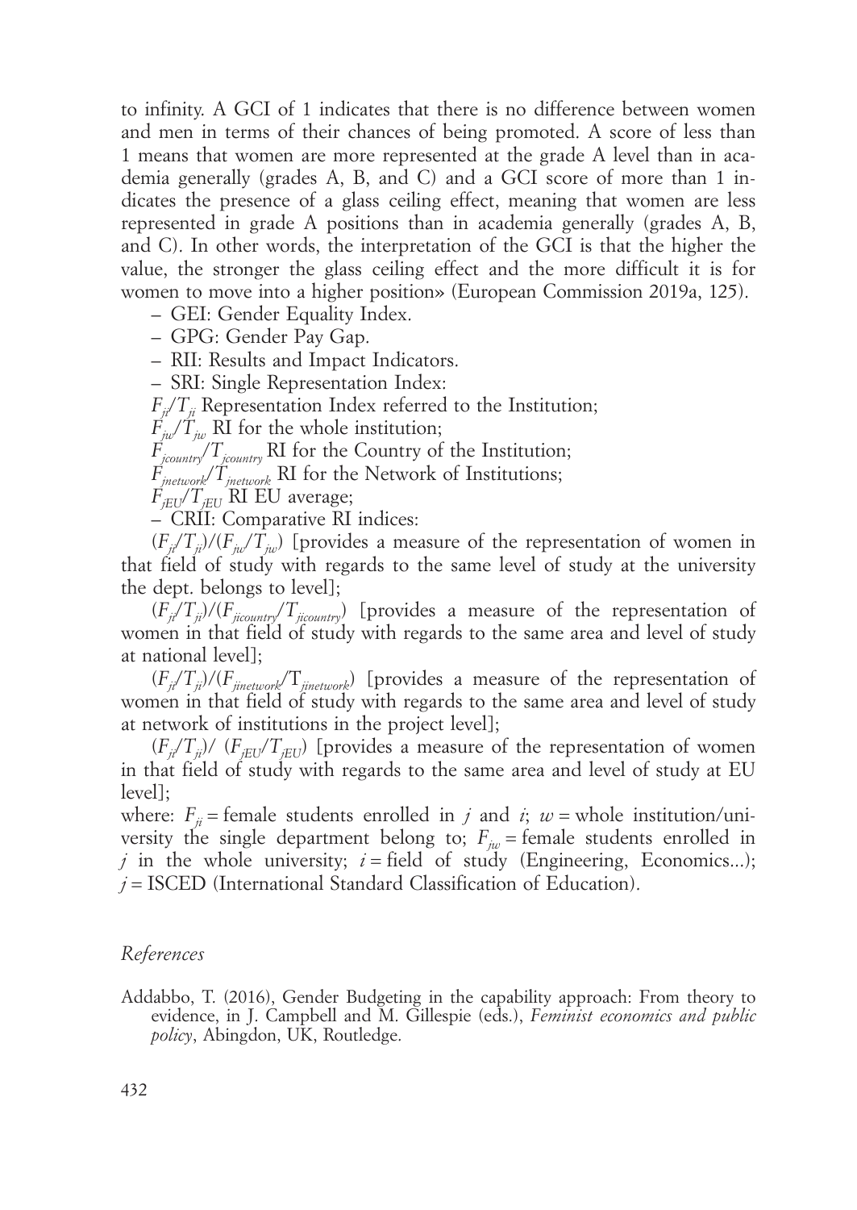to infinity. A GCI of 1 indicates that there is no difference between women and men in terms of their chances of being promoted. A score of less than 1 means that women are more represented at the grade A level than in academia generally (grades A, B, and C) and a GCI score of more than 1 indicates the presence of a glass ceiling effect, meaning that women are less represented in grade A positions than in academia generally (grades A, B, and C). In other words, the interpretation of the GCI is that the higher the value, the stronger the glass ceiling effect and the more difficult it is for women to move into a higher position» (European Commission 2019a, 125).

– GEI: Gender Equality Index.

– GPG: Gender Pay Gap.

– RII: Results and Impact Indicators.

– SRI: Single Representation Index:

$F_{ji}/T_{ji}$ Representation Index referred to the Institution;

$F_{jw}/T_{jw}$ RI for the whole institution;

$F_{jcountry}/T_{jcountry}$ RI for the Country of the Institution;

$F_{jnetwork}/T_{jnetwork}$ RI for the Network of Institutions;

$F_{jEU}/T_{jEU}$ RI EU average;

– CRII: Comparative RI indices:

$(F_{ji}/T_{ji})/(F_{jw}/T_{jw})$ [provides a measure of the representation of women in that field of study with regards to the same level of study at the university the dept. belongs to level];

$(F_{ji}/T_{ji})/(F_{jicountry}/T_{jicountry})$ [provides a measure of the representation of women in that field of study with regards to the same area and level of study at national level];

$(F_{ji}/T_{ji})/(F_{jinetwork}/T_{jinetwork})$ [provides a measure of the representation of women in that field of study with regards to the same area and level of study at network of institutions in the project level];

$(F_{ji}/T_{ji})/ (F_{jEU}/T_{jEU})$ [provides a measure of the representation of women in that field of study with regards to the same area and level of study at EU level];

where: $F_{ji}$ = female students enrolled in $j$ and $i$; $w$ = whole institution/university the single department belong to; $F_{jw}$ = female students enrolled in $j$ in the whole university; $i$ = field of study (Engineering, Economics...); $j$ = ISCED (International Standard Classification of Education).

### *References*

Addabbo, T. (2016), Gender Budgeting in the capability approach: From theory to evidence, in J. Campbell and M. Gillespie (eds.), *Feminist economics and public policy*, Abingdon, UK, Routledge.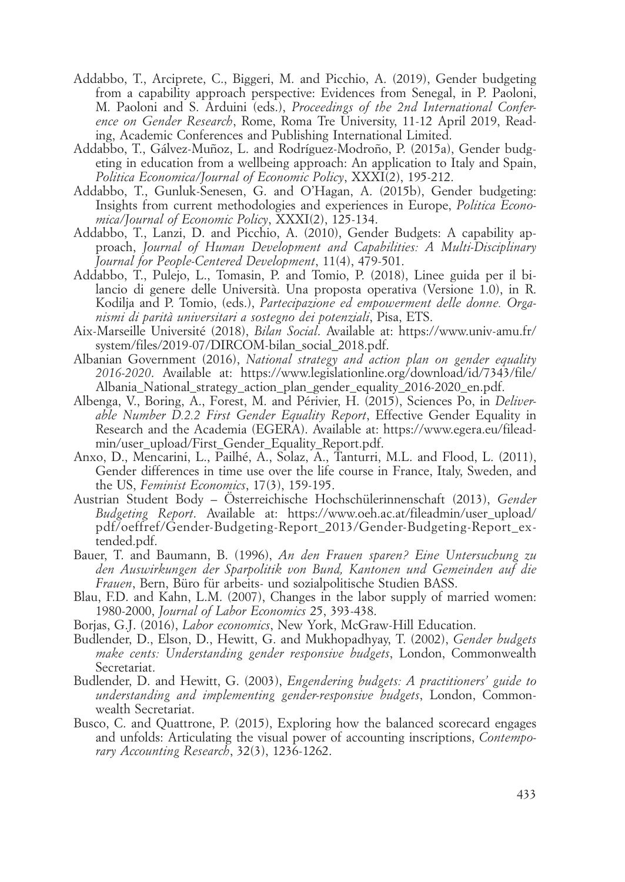Addabbo, T., Arciprete, C., Biggeri, M. and Picchio, A. (2019), Gender budgeting from a capability approach perspective: Evidences from Senegal, in P. Paoloni, M. Paoloni and S. Arduini (eds.), *Proceedings of the 2nd International Conference on Gender Research*, Rome, Roma Tre University, 11-12 April 2019, Reading, Academic Conferences and Publishing International Limited.

Addabbo, T., Gálvez-Muñoz, L. and Rodríguez-Modroño, P. (2015a), Gender budgeting in education from a wellbeing approach: An application to Italy and Spain, *Politica Economica/Journal of Economic Policy*, XXXI(2), 195-212.

Addabbo, T., Gunluk-Senesen, G. and O'Hagan, A. (2015b), Gender budgeting: Insights from current methodologies and experiences in Europe, *Politica Economica/Journal of Economic Policy*, XXXI(2), 125-134.

Addabbo, T., Lanzi, D. and Picchio, A. (2010), Gender Budgets: A capability approach, *Journal of Human Development and Capabilities: A Multi-Disciplinary Journal for People-Centered Development*, 11(4), 479-501.

Addabbo, T., Pulejo, L., Tomasin, P. and Tomio, P. (2018), Linee guida per il bilancio di genere delle Università. Una proposta operativa (Versione 1.0), in R. Kodilja and P. Tomio, (eds.), *Partecipazione ed empowerment delle donne. Organismi di parità universitari a sostegno dei potenziali*, Pisa, ETS.

Aix-Marseille Université (2018), *Bilan Social*. Available at: https://www.univ-amu.fr/system/files/2019-07/DIRCOM-bilan_social_2018.pdf.

Albanian Government (2016), *National strategy and action plan on gender equality 2016-2020*. Available at: https://www.legislationline.org/download/id/7343/file/Albania_National_strategy_action_plan_gender_equality_2016-2020_en.pdf.

Albenga, V., Boring, A., Forest, M. and Périvier, H. (2015), Sciences Po, in *Deliverable Number D.2.2 First Gender Equality Report*, Effective Gender Equality in Research and the Academia (EGERA). Available at: https://www.egera.eu/fileadmin/user_upload/First_Gender_Equality_Report.pdf.

Anxo, D., Mencarini, L., Pailhé, A., Solaz, A., Tanturri, M.L. and Flood, L. (2011), Gender differences in time use over the life course in France, Italy, Sweden, and the US, *Feminist Economics*, 17(3), 159-195.

Austrian Student Body – Österreichische Hochschülerinnenschaft (2013), *Gender Budgeting Report*. Available at: https://www.oeh.ac.at/fileadmin/user_upload/pdf/oeffref/Gender-Budgeting-Report_2013/Gender-Budgeting-Report_extended.pdf.

Bauer, T. and Baumann, B. (1996), *An den Frauen sparen? Eine Untersuchung zu den Auswirkungen der Sparpolitik von Bund, Kantonen und Gemeinden auf die Frauen*, Bern, Büro für arbeits- und sozialpolitische Studien BASS.

Blau, F.D. and Kahn, L.M. (2007), Changes in the labor supply of married women: 1980-2000, *Journal of Labor Economics* 25, 393-438.

Borjas, G.J. (2016), *Labor economics*, New York, McGraw-Hill Education.

Budlender, D., Elson, D., Hewitt, G. and Mukhopadhyay, T. (2002), *Gender budgets make cents: Understanding gender responsive budgets*, London, Commonwealth Secretariat.

Budlender, D. and Hewitt, G. (2003), *Engendering budgets: A practitioners' guide to understanding and implementing gender-responsive budgets*, London, Commonwealth Secretariat.

Busco, C. and Quattrone, P. (2015), Exploring how the balanced scorecard engages and unfolds: Articulating the visual power of accounting inscriptions, *Contemporary Accounting Research*, 32(3), 1236-1262.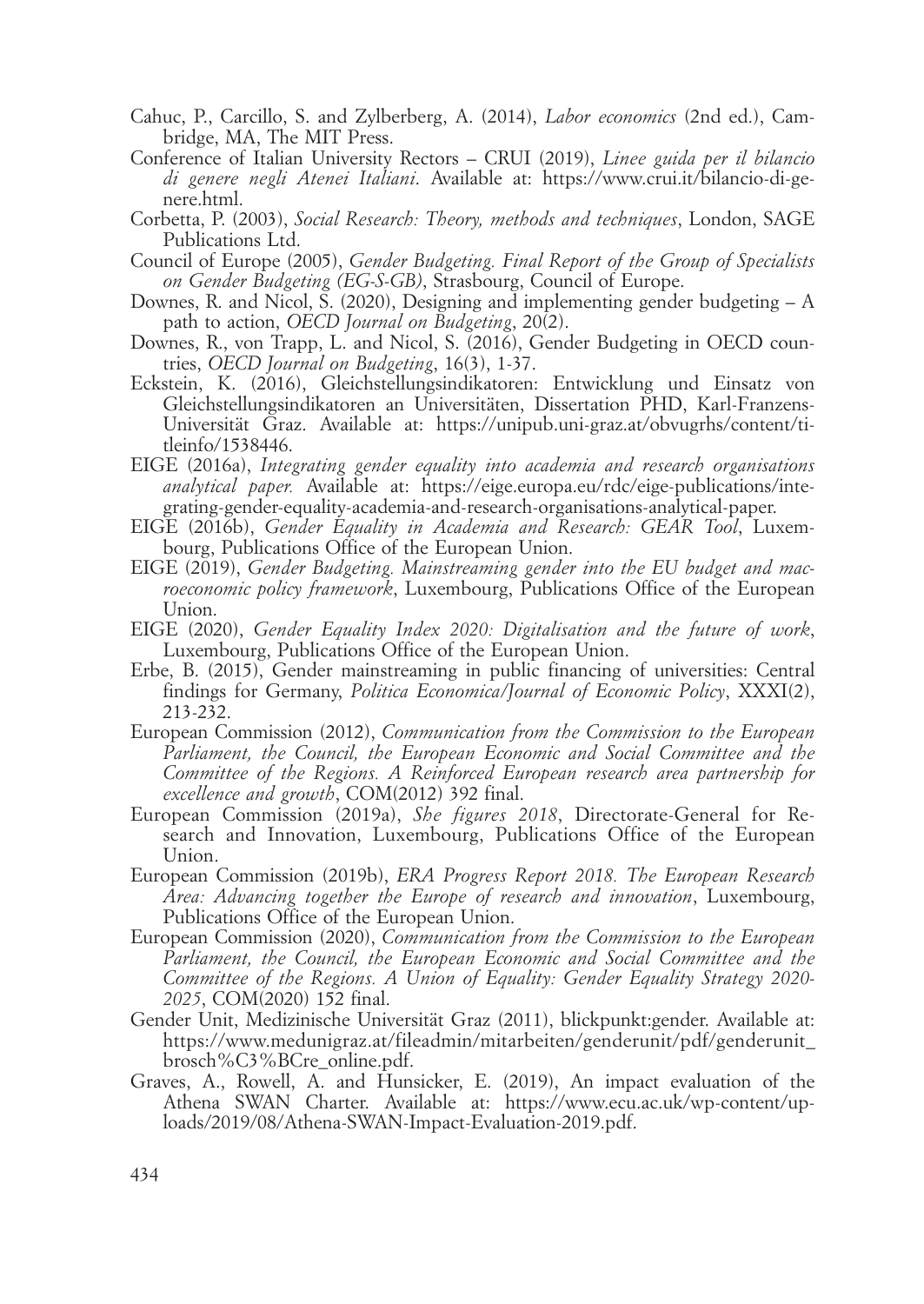Cahuc, P., Carcillo, S. and Zylberberg, A. (2014), *Labor economics* (2nd ed.), Cambridge, MA, The MIT Press.

Conference of Italian University Rectors – CRUI (2019), *Linee guida per il bilancio di genere negli Atenei Italiani*. Available at: https://www.crui.it/bilancio-di-genere.html.

Corbetta, P. (2003), *Social Research: Theory, methods and techniques*, London, SAGE Publications Ltd.

Council of Europe (2005), *Gender Budgeting. Final Report of the Group of Specialists on Gender Budgeting (EG-S-GB)*, Strasbourg, Council of Europe.

Downes, R. and Nicol, S. (2020), Designing and implementing gender budgeting – A path to action, *OECD Journal on Budgeting*, 20(2).

Downes, R., von Trapp, L. and Nicol, S. (2016), Gender Budgeting in OECD countries, *OECD Journal on Budgeting*, 16(3), 1-37.

Eckstein, K. (2016), Gleichstellungsindikatoren: Entwicklung und Einsatz von Gleichstellungsindikatoren an Universitäten, Dissertation PHD, Karl-Franzens-Universität Graz. Available at: https://unipub.uni-graz.at/obvugrhs/content/titleinfo/1538446.

EIGE (2016a), *Integrating gender equality into academia and research organisations analytical paper.* Available at: https://eige.europa.eu/rdc/eige-publications/integrating-gender-equality-academia-and-research-organisations-analytical-paper.

EIGE (2016b), *Gender Equality in Academia and Research: GEAR Tool*, Luxembourg, Publications Office of the European Union.

EIGE (2019), *Gender Budgeting. Mainstreaming gender into the EU budget and macroeconomic policy framework*, Luxembourg, Publications Office of the European Union.

EIGE (2020), *Gender Equality Index 2020: Digitalisation and the future of work*, Luxembourg, Publications Office of the European Union.

Erbe, B. (2015), Gender mainstreaming in public financing of universities: Central findings for Germany, *Politica Economica/Journal of Economic Policy*, XXXI(2), 213-232.

European Commission (2012), *Communication from the Commission to the European Parliament, the Council, the European Economic and Social Committee and the Committee of the Regions. A Reinforced European research area partnership for excellence and growth*, COM(2012) 392 final.

European Commission (2019a), *She figures 2018*, Directorate-General for Research and Innovation, Luxembourg, Publications Office of the European Union.

European Commission (2019b), *ERA Progress Report 2018. The European Research Area: Advancing together the Europe of research and innovation*, Luxembourg, Publications Office of the European Union.

European Commission (2020), *Communication from the Commission to the European Parliament, the Council, the European Economic and Social Committee and the Committee of the Regions. A Union of Equality: Gender Equality Strategy 2020-2025*, COM(2020) 152 final.

Gender Unit, Medizinische Universität Graz (2011), blickpunkt:gender. Available at: https://www.medunigraz.at/fileadmin/mitarbeiten/genderunit/pdf/genderunit_brosch%C3%BCre_online.pdf.

Graves, A., Rowell, A. and Hunsicker, E. (2019), An impact evaluation of the Athena SWAN Charter. Available at: https://www.ecu.ac.uk/wp-content/uploads/2019/08/Athena-SWAN-Impact-Evaluation-2019.pdf.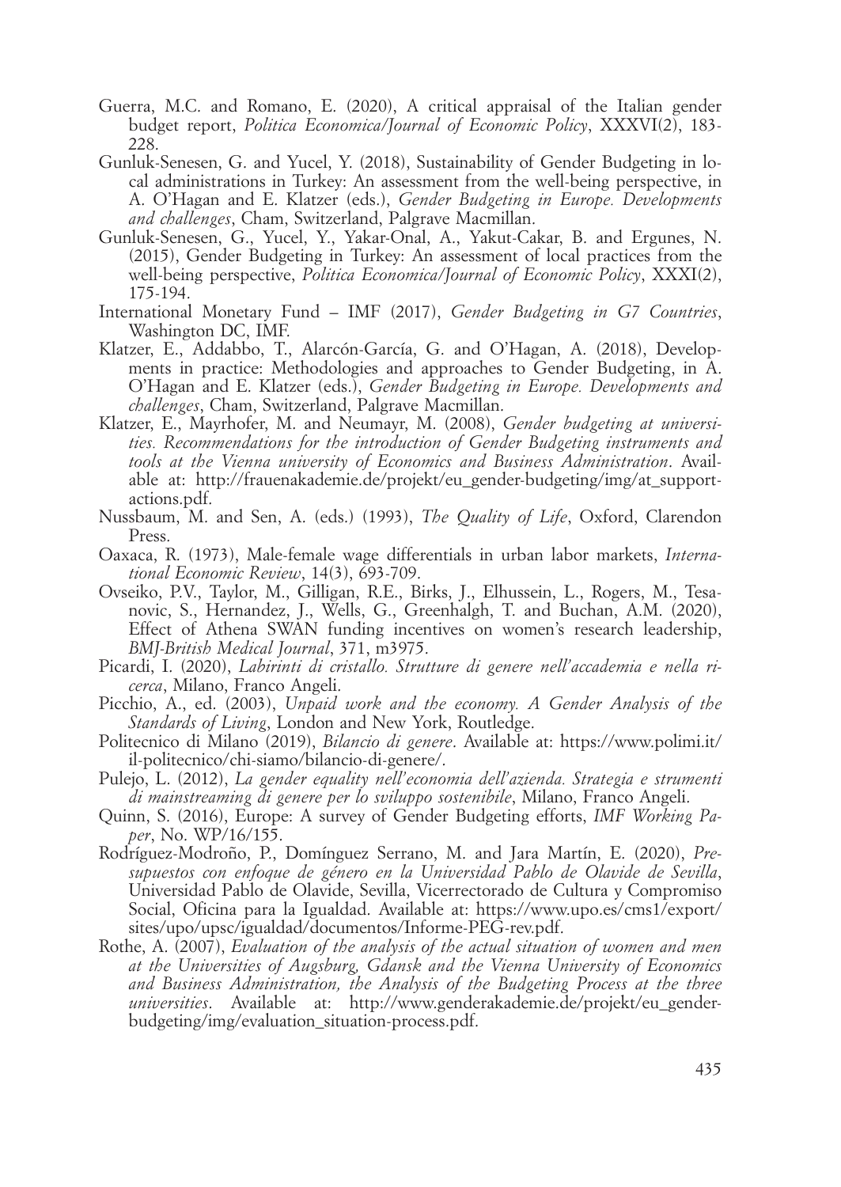Guerra, M.C. and Romano, E. (2020), A critical appraisal of the Italian gender budget report, *Politica Economica/Journal of Economic Policy*, XXXVI(2), 183-228.

Gunluk-Senesen, G. and Yucel, Y. (2018), Sustainability of Gender Budgeting in local administrations in Turkey: An assessment from the well-being perspective, in A. O'Hagan and E. Klatzer (eds.), *Gender Budgeting in Europe. Developments and challenges*, Cham, Switzerland, Palgrave Macmillan.

Gunluk-Senesen, G., Yucel, Y., Yakar-Onal, A., Yakut-Cakar, B. and Ergunes, N. (2015), Gender Budgeting in Turkey: An assessment of local practices from the well-being perspective, *Politica Economica/Journal of Economic Policy*, XXXI(2), 175-194.

International Monetary Fund – IMF (2017), *Gender Budgeting in G7 Countries*, Washington DC, IMF.

Klatzer, E., Addabbo, T., Alarcón-García, G. and O'Hagan, A. (2018), Developments in practice: Methodologies and approaches to Gender Budgeting, in A. O'Hagan and E. Klatzer (eds.), *Gender Budgeting in Europe. Developments and challenges*, Cham, Switzerland, Palgrave Macmillan.

Klatzer, E., Mayrhofer, M. and Neumayr, M. (2008), *Gender budgeting at universities. Recommendations for the introduction of Gender Budgeting instruments and tools at the Vienna university of Economics and Business Administration*. Available at: http://frauenakademie.de/projekt/eu_gender-budgeting/img/at_support-actions.pdf.

Nussbaum, M. and Sen, A. (eds.) (1993), *The Quality of Life*, Oxford, Clarendon Press.

Oaxaca, R. (1973), Male-female wage differentials in urban labor markets, *International Economic Review*, 14(3), 693-709.

Ovseiko, P.V., Taylor, M., Gilligan, R.E., Birks, J., Elhussein, L., Rogers, M., Tesanovic, S., Hernandez, J., Wells, G., Greenhalgh, T. and Buchan, A.M. (2020), Effect of Athena SWAN funding incentives on women's research leadership, *BMJ-British Medical Journal*, 371, m3975.

Picardi, I. (2020), *Labirinti di cristallo. Strutture di genere nell'accademia e nella ricerca*, Milano, Franco Angeli.

Picchio, A., ed. (2003), *Unpaid work and the economy. A Gender Analysis of the Standards of Living*, London and New York, Routledge.

Politecnico di Milano (2019), *Bilancio di genere*. Available at: https://www.polimi.it/il-politecnico/chi-siamo/bilancio-di-genere/.

Pulejo, L. (2012), *La gender equality nell'economia dell'azienda. Strategia e strumenti di mainstreaming di genere per lo sviluppo sostenibile*, Milano, Franco Angeli.

Quinn, S. (2016), Europe: A survey of Gender Budgeting efforts, *IMF Working Paper*, No. WP/16/155.

Rodríguez-Modroño, P., Domínguez Serrano, M. and Jara Martín, E. (2020), *Presupuestos con enfoque de género en la Universidad Pablo de Olavide de Sevilla*, Universidad Pablo de Olavide, Sevilla, Vicerrectorado de Cultura y Compromiso Social, Oficina para la Igualdad. Available at: https://www.upo.es/cms1/export/sites/upo/upsc/igualdad/documentos/Informe-PEG-rev.pdf.

Rothe, A. (2007), *Evaluation of the analysis of the actual situation of women and men at the Universities of Augsburg, Gdansk and the Vienna University of Economics and Business Administration, the Analysis of the Budgeting Process at the three universities*. Available at: http://www.genderakademie.de/projekt/eu_gender-budgeting/img/evaluation_situation-process.pdf.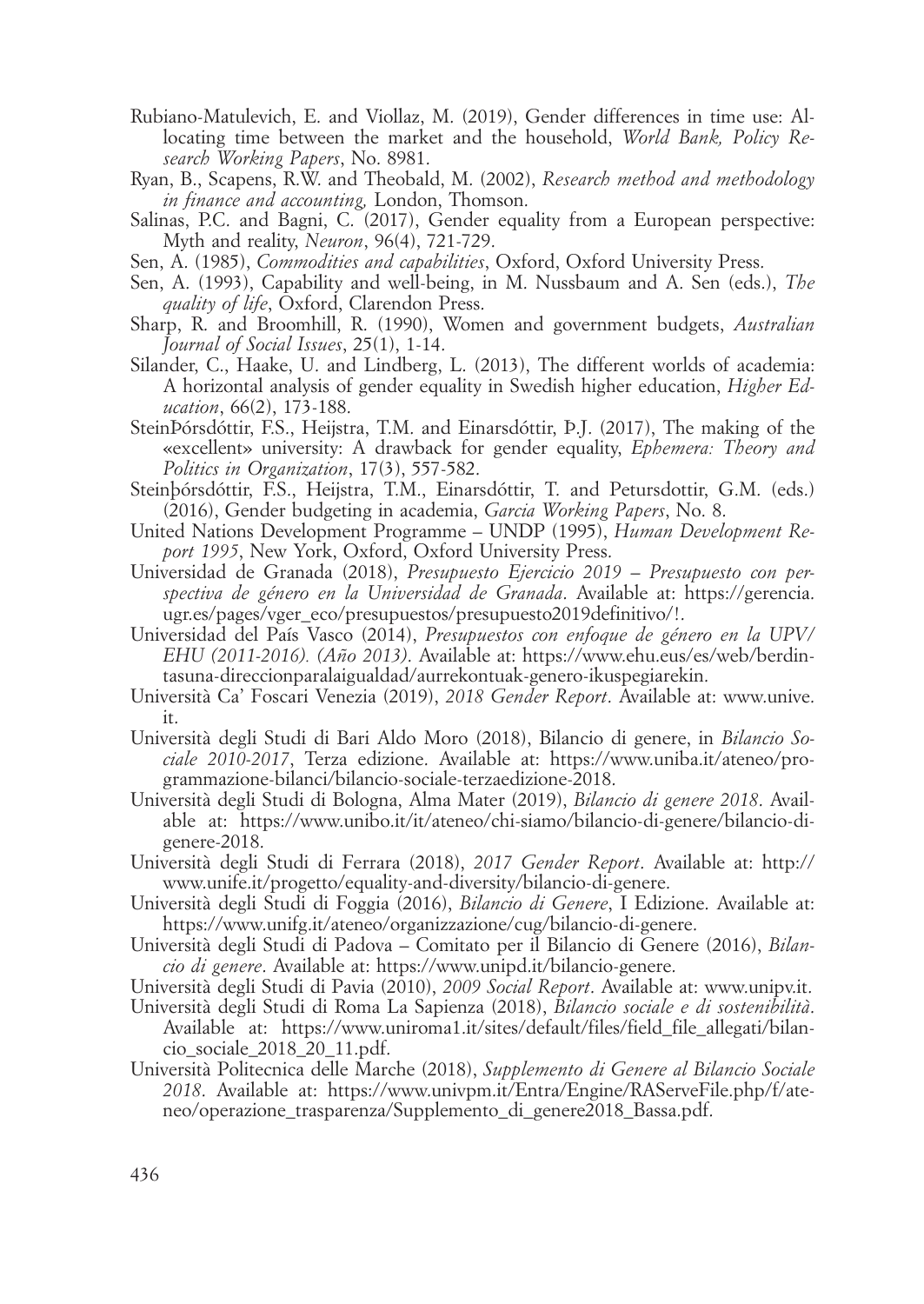Rubiano-Matulevich, E. and Viollaz, M. (2019), Gender differences in time use: Allocating time between the market and the household, *World Bank, Policy Research Working Papers*, No. 8981.

Ryan, B., Scapens, R.W. and Theobald, M. (2002), *Research method and methodology in finance and accounting,* London, Thomson.

Salinas, P.C. and Bagni, C. (2017), Gender equality from a European perspective: Myth and reality, *Neuron*, 96(4), 721-729.

Sen, A. (1985), *Commodities and capabilities*, Oxford, Oxford University Press.

Sen, A. (1993), Capability and well-being, in M. Nussbaum and A. Sen (eds.), *The quality of life*, Oxford, Clarendon Press.

Sharp, R. and Broomhill, R. (1990), Women and government budgets, *Australian Journal of Social Issues*, 25(1), 1-14.

Silander, C., Haake, U. and Lindberg, L. (2013), The different worlds of academia: A horizontal analysis of gender equality in Swedish higher education, *Higher Education*, 66(2), 173-188.

SteinÞórsdóttir, F.S., Heijstra, T.M. and Einarsdóttir, Þ.J. (2017), The making of the «excellent» university: A drawback for gender equality, *Ephemera: Theory and Politics in Organization*, 17(3), 557-582.

Steinþórsdóttir, F.S., Heijstra, T.M., Einarsdóttir, T. and Petursdottir, G.M. (eds.) (2016), Gender budgeting in academia, *Garcia Working Papers*, No. 8.

United Nations Development Programme – UNDP (1995), *Human Development Report 1995*, New York, Oxford, Oxford University Press.

Universidad de Granada (2018), *Presupuesto Ejercicio 2019 – Presupuesto con perspectiva de género en la Universidad de Granada*. Available at: https://gerencia.ugr.es/pages/vger_eco/presupuestos/presupuesto2019definitivo/!.

Universidad del País Vasco (2014), *Presupuestos con enfoque de género en la UPV/EHU (2011-2016). (Año 2013)*. Available at: https://www.ehu.eus/es/web/berdintasuna-direccionparalaigualdad/aurrekontuak-genero-ikuspegiarekin.

Università Ca' Foscari Venezia (2019), *2018 Gender Report*. Available at: www.unive.it.

Università degli Studi di Bari Aldo Moro (2018), Bilancio di genere, in *Bilancio Sociale 2010-2017*, Terza edizione. Available at: https://www.uniba.it/ateneo/programmazione-bilanci/bilancio-sociale-terzaedizione-2018.

Università degli Studi di Bologna, Alma Mater (2019), *Bilancio di genere 2018*. Available at: https://www.unibo.it/it/ateneo/chi-siamo/bilancio-di-genere/bilancio-di-genere-2018.

Università degli Studi di Ferrara (2018), *2017 Gender Report*. Available at: http://www.unife.it/progetto/equality-and-diversity/bilancio-di-genere.

Università degli Studi di Foggia (2016), *Bilancio di Genere*, I Edizione. Available at: https://www.unifg.it/ateneo/organizzazione/cug/bilancio-di-genere.

Università degli Studi di Padova – Comitato per il Bilancio di Genere (2016), *Bilancio di genere*. Available at: https://www.unipd.it/bilancio-genere.

Università degli Studi di Pavia (2010), *2009 Social Report*. Available at: www.unipv.it.

Università degli Studi di Roma La Sapienza (2018), *Bilancio sociale e di sostenibilità*. Available at: https://www.uniroma1.it/sites/default/files/field_file_allegati/bilancio_sociale_2018_20_11.pdf.

Università Politecnica delle Marche (2018), *Supplemento di Genere al Bilancio Sociale 2018*. Available at: https://www.univpm.it/Entra/Engine/RAServeFile.php/f/ateneo/operazione_trasparenza/Supplemento_di_genere2018_Bassa.pdf.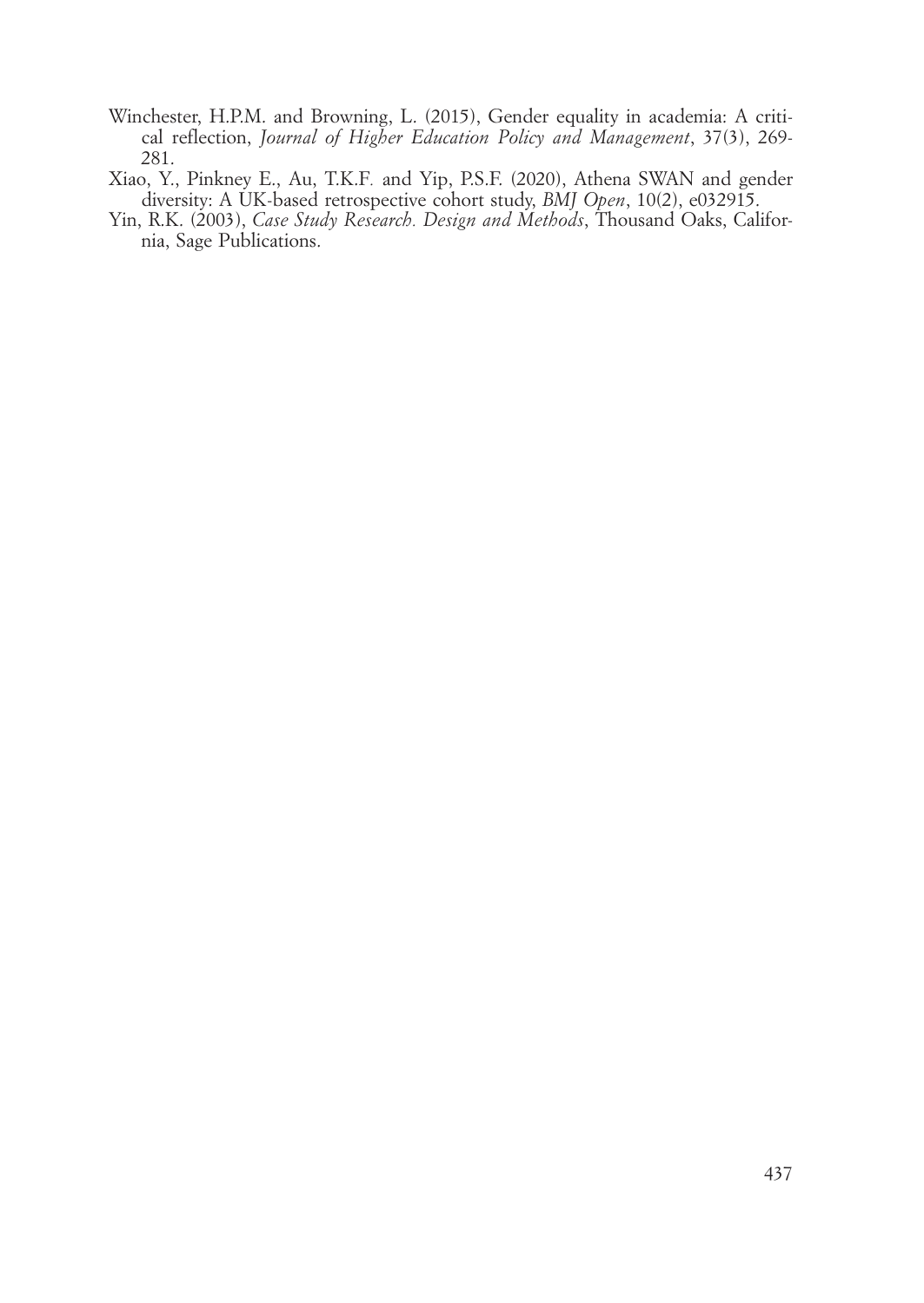Winchester, H.P.M. and Browning, L. (2015), Gender equality in academia: A critical reflection, *Journal of Higher Education Policy and Management*, 37(3), 269-281.

Xiao, Y., Pinkney E., Au, T.K.F. and Yip, P.S.F. (2020), Athena SWAN and gender diversity: A UK-based retrospective cohort study, *BMJ Open*, 10(2), e032915.

Yin, R.K. (2003), *Case Study Research. Design and Methods*, Thousand Oaks, California, Sage Publications.